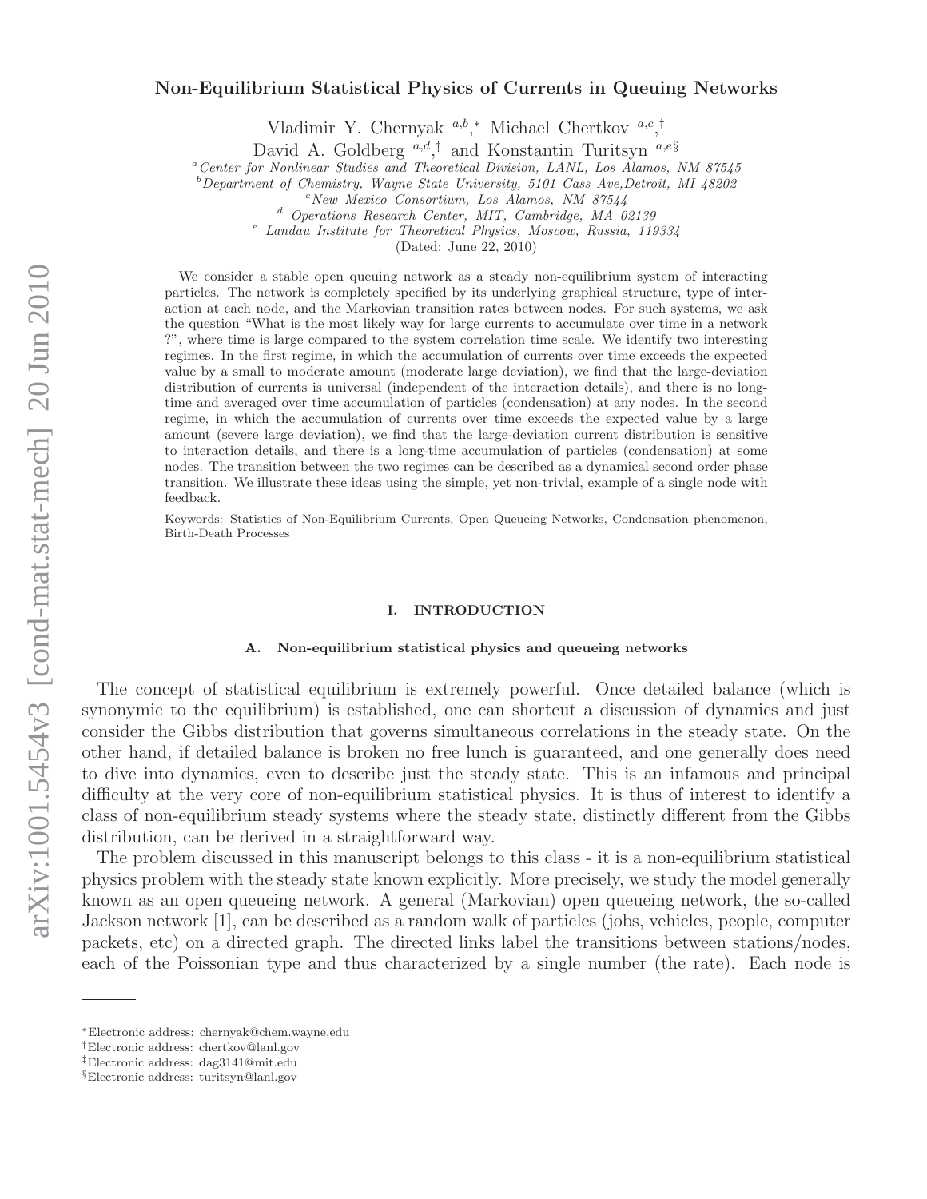# Non-Equilibrium Statistical Physics of Currents in Queuing Networks

Vladimir Y. Chernyak [a,b,*] Michael Chertkov [a,c,†]
David A. Goldberg [a,d,‡] and Konstantin Turitsyn [a,e§]

[a] Center for Nonlinear Studies and Theoretical Division, LANL, Los Alamos, NM 87545
[b] Department of Chemistry, Wayne State University, 5101 Cass Ave,Detroit, MI 48202
[c] New Mexico Consortium, Los Alamos, NM 87544
[d] Operations Research Center, MIT, Cambridge, MA 02139
[e] Landau Institute for Theoretical Physics, Moscow, Russia, 119334

(Dated: June 22, 2010)

We consider a stable open queuing network as a steady non-equilibrium system of interacting particles. The network is completely specified by its underlying graphical structure, type of interaction at each node, and the Markovian transition rates between nodes. For such systems, we ask the question "What is the most likely way for large currents to accumulate over time in a network ?", where time is large compared to the system correlation time scale. We identify two interesting regimes. In the first regime, in which the accumulation of currents over time exceeds the expected value by a small to moderate amount (moderate large deviation), we find that the large-deviation distribution of currents is universal (independent of the interaction details), and there is no long-time and averaged over time accumulation of particles (condensation) at any nodes. In the second regime, in which the accumulation of currents over time exceeds the expected value by a large amount (severe large deviation), we find that the large-deviation current distribution is sensitive to interaction details, and there is a long-time accumulation of particles (condensation) at some nodes. The transition between the two regimes can be described as a dynamical second order phase transition. We illustrate these ideas using the simple, yet non-trivial, example of a single node with feedback.

Keywords: Statistics of Non-Equilibrium Currents, Open Queueing Networks, Condensation phenomenon, Birth-Death Processes

## I. INTRODUCTION

### A. Non-equilibrium statistical physics and queueing networks

The concept of statistical equilibrium is extremely powerful. Once detailed balance (which is synonymic to the equilibrium) is established, one can shortcut a discussion of dynamics and just consider the Gibbs distribution that governs simultaneous correlations in the steady state. On the other hand, if detailed balance is broken no free lunch is guaranteed, and one generally does need to dive into dynamics, even to describe just the steady state. This is an infamous and principal difficulty at the very core of non-equilibrium statistical physics. It is thus of interest to identify a class of non-equilibrium steady systems where the steady state, distinctly different from the Gibbs distribution, can be derived in a straightforward way.

The problem discussed in this manuscript belongs to this class - it is a non-equilibrium statistical physics problem with the steady state known explicitly. More precisely, we study the model generally known as an open queueing network. A general (Markovian) open queueing network, the so-called Jackson network [1], can be described as a random walk of particles (jobs, vehicles, people, computer packets, etc) on a directed graph. The directed links label the transitions between stations/nodes, each of the Poissonian type and thus characterized by a single number (the rate). Each node is

---

*Electronic address: chernyak@chem.wayne.edu
†Electronic address: chertkov@lanl.gov
‡Electronic address: dag3141@mit.edu
§Electronic address: turitsyn@lanl.gov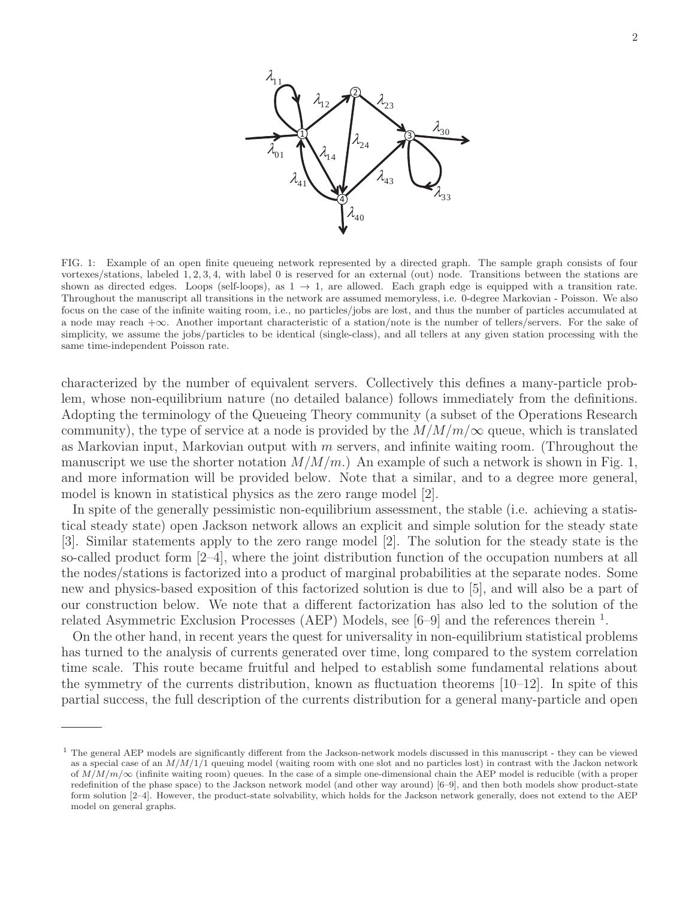$\lambda_{11}$

$\lambda_{12}$

$\lambda_{23}$

$\lambda_{30}$

$\lambda_{01}$

$\lambda_{14}$

$\lambda_{24}$

$\lambda_{41}$

$\lambda_{43}$

$\lambda_{33}$

$\lambda_{40}$

1

2

3

4

FIG. 1: Example of an open finite queueing network represented by a directed graph. The sample graph consists of four vortexes/stations, labeled $1, 2, 3, 4$, with label 0 is reserved for an external (out) node. Transitions between the stations are shown as directed edges. Loops (self-loops), as $1 \to 1$, are allowed. Each graph edge is equipped with a transition rate. Throughout the manuscript all transitions in the network are assumed memoryless, i.e. 0-degree Markovian - Poisson. We also focus on the case of the infinite waiting room, i.e., no particles/jobs are lost, and thus the number of particles accumulated at a node may reach $+\infty$. Another important characteristic of a station/note is the number of tellers/servers. For the sake of simplicity, we assume the jobs/particles to be identical (single-class), and all tellers at any given station processing with the same time-independent Poisson rate.

characterized by the number of equivalent servers. Collectively this defines a many-particle problem, whose non-equilibrium nature (no detailed balance) follows immediately from the definitions. Adopting the terminology of the Queueing Theory community (a subset of the Operations Research community), the type of service at a node is provided by the $M/M/m/\infty$ queue, which is translated as Markovian input, Markovian output with $m$ servers, and infinite waiting room. (Throughout the manuscript we use the shorter notation $M/M/m$.) An example of such a network is shown in Fig. 1, and more information will be provided below. Note that a similar, and to a degree more general, model is known in statistical physics as the zero range model [2].

In spite of the generally pessimistic non-equilibrium assessment, the stable (i.e. achieving a statistical steady state) open Jackson network allows an explicit and simple solution for the steady state [3]. Similar statements apply to the zero range model [2]. The solution for the steady state is the so-called product form [2–4], where the joint distribution function of the occupation numbers at all the nodes/stations is factorized into a product of marginal probabilities at the separate nodes. Some new and physics-based exposition of this factorized solution is due to [5], and will also be a part of our construction below. We note that a different factorization has also led to the solution of the related Asymmetric Exclusion Processes (AEP) Models, see [6–9] and the references therein [1].

On the other hand, in recent years the quest for universality in non-equilibrium statistical problems has turned to the analysis of currents generated over time, long compared to the system correlation time scale. This route became fruitful and helped to establish some fundamental relations about the symmetry of the currents distribution, known as fluctuation theorems [10–12]. In spite of this partial success, the full description of the currents distribution for a general many-particle and open

[1] The general AEP models are significantly different from the Jackson-network models discussed in this manuscript - they can be viewed as a special case of an $M/M/1/1$ queuing model (waiting room with one slot and no particles lost) in contrast with the Jackon network of $M/M/m/\infty$ (infinite waiting room) queues. In the case of a simple one-dimensional chain the AEP model is reducible (with a proper redefinition of the phase space) to the Jackson network model (and other way around) [6–9], and then both models show product-state form solution [2–4]. However, the product-state solvability, which holds for the Jackson network generally, does not extend to the AEP model on general graphs.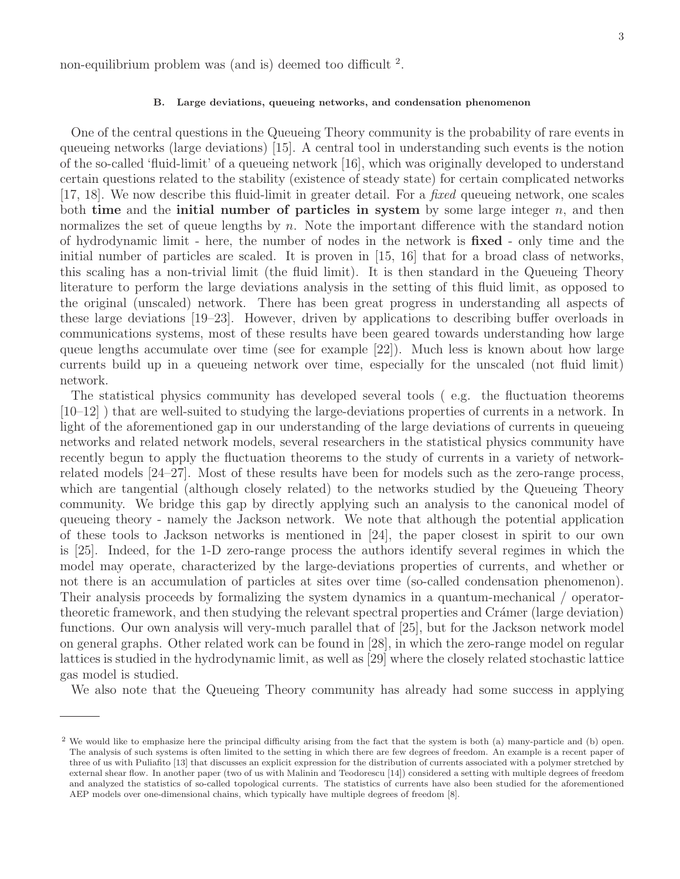non-equilibrium problem was (and is) deemed too difficult [2].

### B. Large deviations, queueing networks, and condensation phenomenon

One of the central questions in the Queueing Theory community is the probability of rare events in queueing networks (large deviations) [15]. A central tool in understanding such events is the notion of the so-called 'fluid-limit' of a queueing network [16], which was originally developed to understand certain questions related to the stability (existence of steady state) for certain complicated networks [17, 18]. We now describe this fluid-limit in greater detail. For a *fixed* queueing network, one scales both **time** and the **initial number of particles in system** by some large integer $n$, and then normalizes the set of queue lengths by $n$. Note the important difference with the standard notion of hydrodynamic limit - here, the number of nodes in the network is **fixed** - only time and the initial number of particles are scaled. It is proven in [15, 16] that for a broad class of networks, this scaling has a non-trivial limit (the fluid limit). It is then standard in the Queueing Theory literature to perform the large deviations analysis in the setting of this fluid limit, as opposed to the original (unscaled) network. There has been great progress in understanding all aspects of these large deviations [19–23]. However, driven by applications to describing buffer overloads in communications systems, most of these results have been geared towards understanding how large queue lengths accumulate over time (see for example [22]). Much less is known about how large currents build up in a queueing network over time, especially for the unscaled (not fluid limit) network.

The statistical physics community has developed several tools ( e.g. the fluctuation theorems [10–12] ) that are well-suited to studying the large-deviations properties of currents in a network. In light of the aforementioned gap in our understanding of the large deviations of currents in queueing networks and related network models, several researchers in the statistical physics community have recently begun to apply the fluctuation theorems to the study of currents in a variety of network-related models [24–27]. Most of these results have been for models such as the zero-range process, which are tangential (although closely related) to the networks studied by the Queueing Theory community. We bridge this gap by directly applying such an analysis to the canonical model of queueing theory - namely the Jackson network. We note that although the potential application of these tools to Jackson networks is mentioned in [24], the paper closest in spirit to our own is [25]. Indeed, for the 1-D zero-range process the authors identify several regimes in which the model may operate, characterized by the large-deviations properties of currents, and whether or not there is an accumulation of particles at sites over time (so-called condensation phenomenon). Their analysis proceeds by formalizing the system dynamics in a quantum-mechanical / operator-theoretic framework, and then studying the relevant spectral properties and Crámer (large deviation) functions. Our own analysis will very-much parallel that of [25], but for the Jackson network model on general graphs. Other related work can be found in [28], in which the zero-range model on regular lattices is studied in the hydrodynamic limit, as well as [29] where the closely related stochastic lattice gas model is studied.

We also note that the Queueing Theory community has already had some success in applying

[2] We would like to emphasize here the principal difficulty arising from the fact that the system is both (a) many-particle and (b) open. The analysis of such systems is often limited to the setting in which there are few degrees of freedom. An example is a recent paper of three of us with Puliafito [13] that discusses an explicit expression for the distribution of currents associated with a polymer stretched by external shear flow. In another paper (two of us with Malinin and Teodorescu [14]) considered a setting with multiple degrees of freedom and analyzed the statistics of so-called topological currents. The statistics of currents have also been studied for the aforementioned AEP models over one-dimensional chains, which typically have multiple degrees of freedom [8].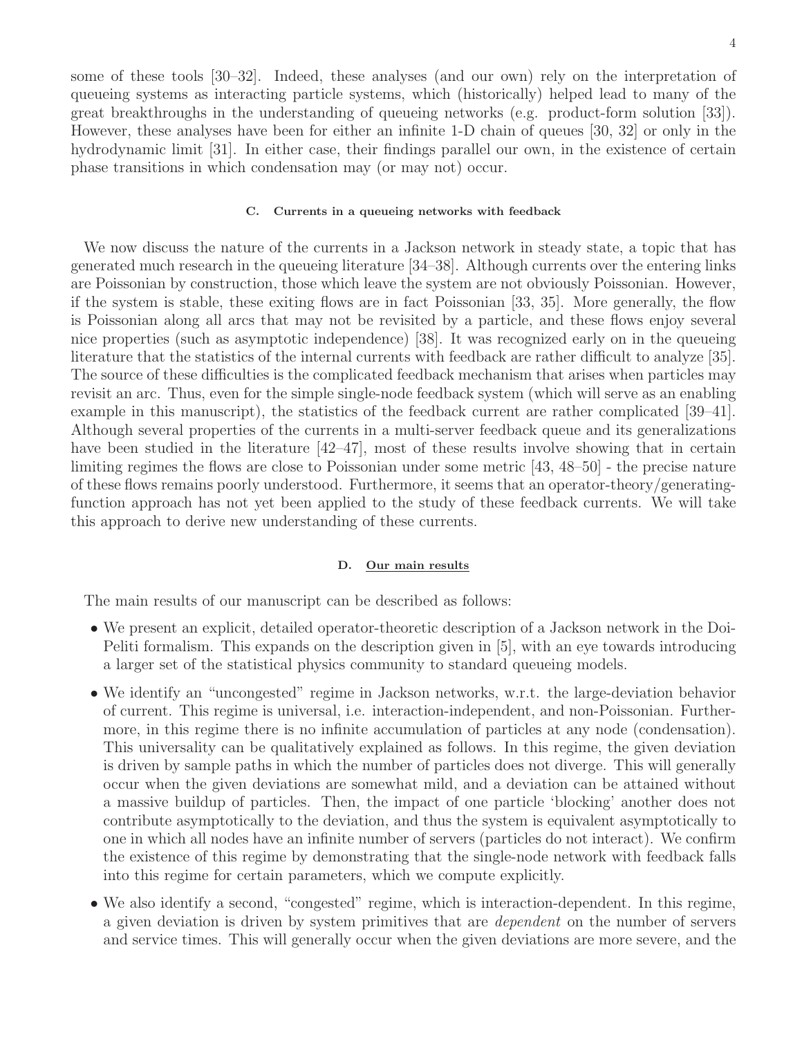some of these tools [30–32]. Indeed, these analyses (and our own) rely on the interpretation of queueing systems as interacting particle systems, which (historically) helped lead to many of the great breakthroughs in the understanding of queueing networks (e.g. product-form solution [33]). However, these analyses have been for either an infinite 1-D chain of queues [30, 32] or only in the hydrodynamic limit [31]. In either case, their findings parallel our own, in the existence of certain phase transitions in which condensation may (or may not) occur.

#### C. Currents in a queueing networks with feedback

We now discuss the nature of the currents in a Jackson network in steady state, a topic that has generated much research in the queueing literature [34–38]. Although currents over the entering links are Poissonian by construction, those which leave the system are not obviously Poissonian. However, if the system is stable, these exiting flows are in fact Poissonian [33, 35]. More generally, the flow is Poissonian along all arcs that may not be revisited by a particle, and these flows enjoy several nice properties (such as asymptotic independence) [38]. It was recognized early on in the queueing literature that the statistics of the internal currents with feedback are rather difficult to analyze [35]. The source of these difficulties is the complicated feedback mechanism that arises when particles may revisit an arc. Thus, even for the simple single-node feedback system (which will serve as an enabling example in this manuscript), the statistics of the feedback current are rather complicated [39–41]. Although several properties of the currents in a multi-server feedback queue and its generalizations have been studied in the literature [42–47], most of these results involve showing that in certain limiting regimes the flows are close to Poissonian under some metric [43, 48–50] - the precise nature of these flows remains poorly understood. Furthermore, it seems that an operator-theory/generating-function approach has not yet been applied to the study of these feedback currents. We will take this approach to derive new understanding of these currents.

#### D. Our main results

The main results of our manuscript can be described as follows:

- We present an explicit, detailed operator-theoretic description of a Jackson network in the Doi-Peliti formalism. This expands on the description given in [5], with an eye towards introducing a larger set of the statistical physics community to standard queueing models.
- We identify an "uncongested" regime in Jackson networks, w.r.t. the large-deviation behavior of current. This regime is universal, i.e. interaction-independent, and non-Poissonian. Furthermore, in this regime there is no infinite accumulation of particles at any node (condensation). This universality can be qualitatively explained as follows. In this regime, the given deviation is driven by sample paths in which the number of particles does not diverge. This will generally occur when the given deviations are somewhat mild, and a deviation can be attained without a massive buildup of particles. Then, the impact of one particle 'blocking' another does not contribute asymptotically to the deviation, and thus the system is equivalent asymptotically to one in which all nodes have an infinite number of servers (particles do not interact). We confirm the existence of this regime by demonstrating that the single-node network with feedback falls into this regime for certain parameters, which we compute explicitly.
- We also identify a second, "congested" regime, which is interaction-dependent. In this regime, a given deviation is driven by system primitives that are *dependent* on the number of servers and service times. This will generally occur when the given deviations are more severe, and the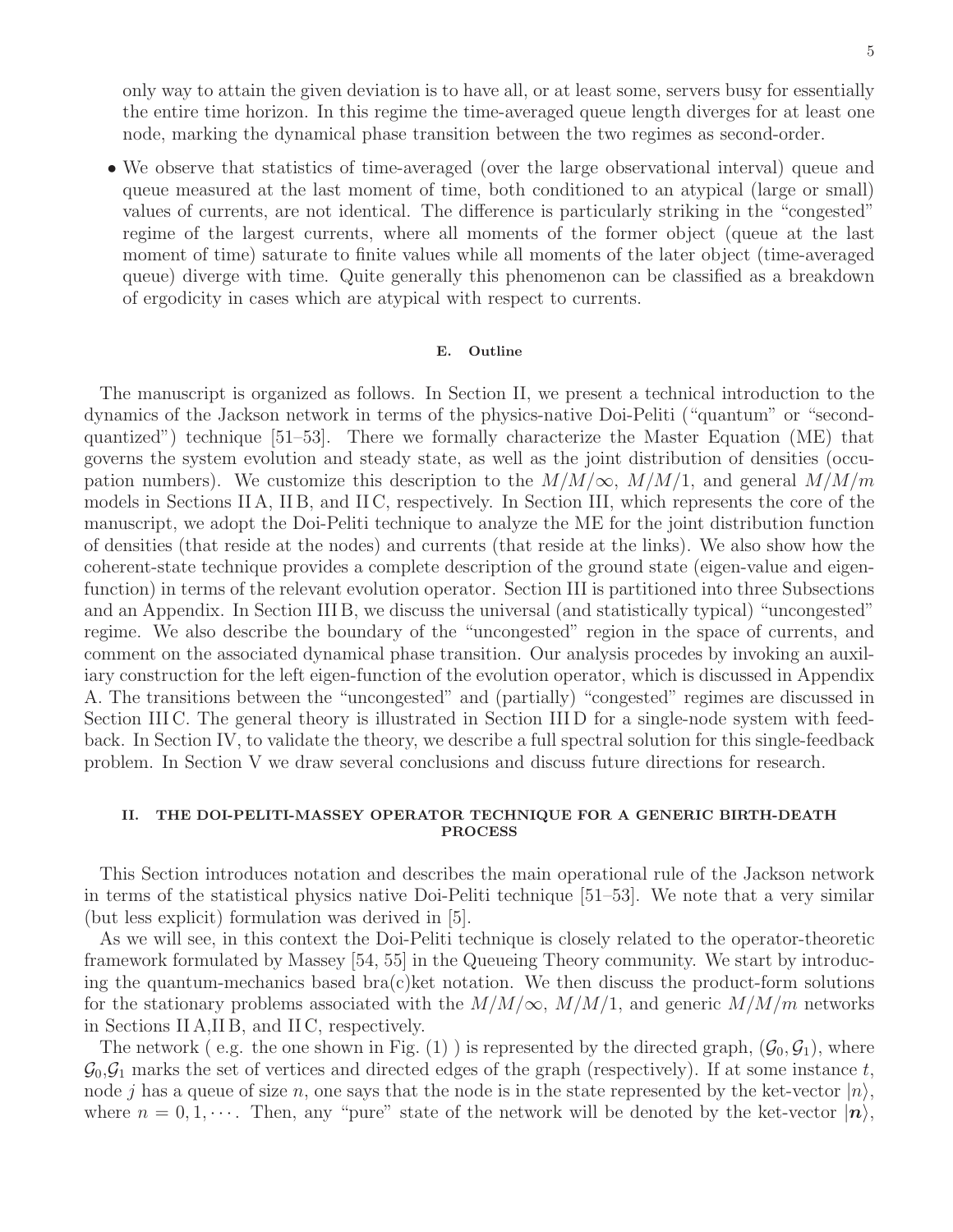only way to attain the given deviation is to have all, or at least some, servers busy for essentially the entire time horizon. In this regime the time-averaged queue length diverges for at least one node, marking the dynamical phase transition between the two regimes as second-order.

- We observe that statistics of time-averaged (over the large observational interval) queue and queue measured at the last moment of time, both conditioned to an atypical (large or small) values of currents, are not identical. The difference is particularly striking in the "congested" regime of the largest currents, where all moments of the former object (queue at the last moment of time) saturate to finite values while all moments of the later object (time-averaged queue) diverge with time. Quite generally this phenomenon can be classified as a breakdown of ergodicity in cases which are atypical with respect to currents.

### E. Outline

The manuscript is organized as follows. In Section II, we present a technical introduction to the dynamics of the Jackson network in terms of the physics-native Doi-Peliti ("quantum" or "second-quantized") technique [51–53]. There we formally characterize the Master Equation (ME) that governs the system evolution and steady state, as well as the joint distribution of densities (occupation numbers). We customize this description to the $M/M/\infty$, $M/M/1$, and general $M/M/m$ models in Sections II A, II B, and II C, respectively. In Section III, which represents the core of the manuscript, we adopt the Doi-Peliti technique to analyze the ME for the joint distribution function of densities (that reside at the nodes) and currents (that reside at the links). We also show how the coherent-state technique provides a complete description of the ground state (eigen-value and eigen-function) in terms of the relevant evolution operator. Section III is partitioned into three Subsections and an Appendix. In Section III B, we discuss the universal (and statistically typical) "uncongested" regime. We also describe the boundary of the "uncongested" region in the space of currents, and comment on the associated dynamical phase transition. Our analysis procedes by invoking an auxiliary construction for the left eigen-function of the evolution operator, which is discussed in Appendix A. The transitions between the "uncongested" and (partially) "congested" regimes are discussed in Section III C. The general theory is illustrated in Section III D for a single-node system with feedback. In Section IV, to validate the theory, we describe a full spectral solution for this single-feedback problem. In Section V we draw several conclusions and discuss future directions for research.

## II. THE DOI-PELITI-MASSEY OPERATOR TECHNIQUE FOR A GENERIC BIRTH-DEATH PROCESS

This Section introduces notation and describes the main operational rule of the Jackson network in terms of the statistical physics native Doi-Peliti technique [51–53]. We note that a very similar (but less explicit) formulation was derived in [5].

As we will see, in this context the Doi-Peliti technique is closely related to the operator-theoretic framework formulated by Massey [54, 55] in the Queueing Theory community. We start by introducing the quantum-mechanics based bra(c)ket notation. We then discuss the product-form solutions for the stationary problems associated with the $M/M/\infty$, $M/M/1$, and generic $M/M/m$ networks in Sections II A,II B, and II C, respectively.

The network ( e.g. the one shown in Fig. (1) ) is represented by the directed graph, $(\mathcal{G}_0, \mathcal{G}_1)$, where $\mathcal{G}_0$,$\mathcal{G}_1$ marks the set of vertices and directed edges of the graph (respectively). If at some instance $t$, node $j$ has a queue of size $n$, one says that the node is in the state represented by the ket-vector $|n\rangle$, where $n = 0, 1, \cdots$. Then, any "pure" state of the network will be denoted by the ket-vector $|\boldsymbol{n}\rangle$,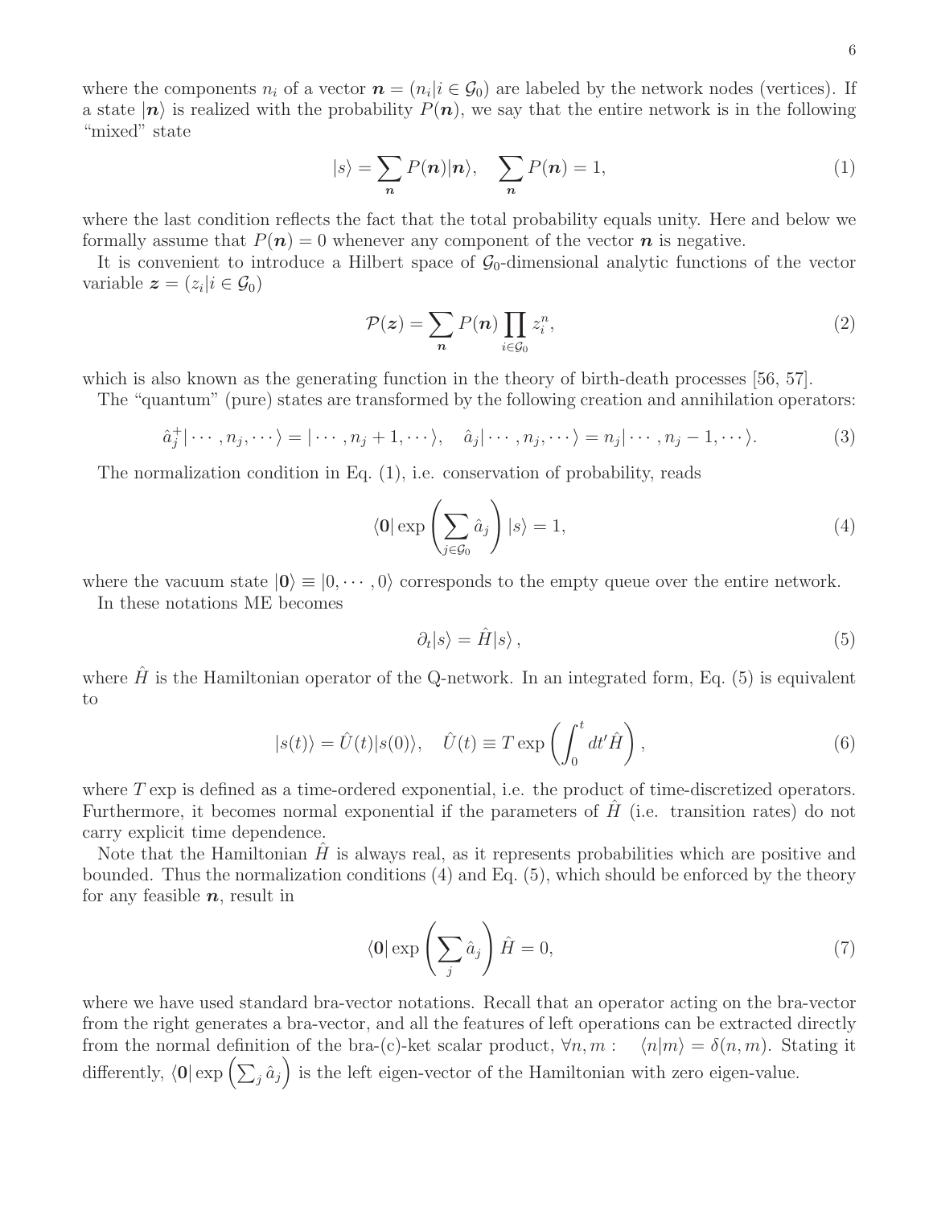where the components $n_i$ of a vector $\boldsymbol{n} = (n_i | i \in \mathcal{G}_0)$ are labeled by the network nodes (vertices). If a state $|\boldsymbol{n}\rangle$ is realized with the probability $P(\boldsymbol{n})$, we say that the entire network is in the following "mixed" state

$$|s\rangle = \sum_{\boldsymbol{n}} P(\boldsymbol{n}) |\boldsymbol{n}\rangle, \quad \sum_{\boldsymbol{n}} P(\boldsymbol{n}) = 1, \tag{1}$$

where the last condition reflects the fact that the total probability equals unity. Here and below we formally assume that $P(\boldsymbol{n}) = 0$ whenever any component of the vector $\boldsymbol{n}$ is negative.

It is convenient to introduce a Hilbert space of $\mathcal{G}_0$-dimensional analytic functions of the vector variable $\boldsymbol{z} = (z_i | i \in \mathcal{G}_0)$

$$\mathcal{P}(\boldsymbol{z}) = \sum_{\boldsymbol{n}} P(\boldsymbol{n}) \prod_{i \in \mathcal{G}_0} z_i^n, \tag{2}$$

which is also known as the generating function in the theory of birth-death processes [56, 57].

The "quantum" (pure) states are transformed by the following creation and annihilation operators:

$$\hat{a}_j^+ | \cdots, n_j, \cdots \rangle = | \cdots, n_j + 1, \cdots \rangle, \quad \hat{a}_j | \cdots, n_j, \cdots \rangle = n_j | \cdots, n_j - 1, \cdots \rangle. \tag{3}$$

The normalization condition in Eq. (1), i.e. conservation of probability, reads

$$\langle \boldsymbol{0} | \exp \left( \sum_{j \in \mathcal{G}_0} \hat{a}_j \right) |s\rangle = 1, \tag{4}$$

where the vacuum state $|\boldsymbol{0}\rangle \equiv |0, \cdots, 0\rangle$ corresponds to the empty queue over the entire network.

In these notations ME becomes

$$\partial_t |s\rangle = \hat{H} |s\rangle, \tag{5}$$

where $\hat{H}$ is the Hamiltonian operator of the Q-network. In an integrated form, Eq. (5) is equivalent to

$$|s(t)\rangle\rangle = \hat{U}(t) |s(0)\rangle\rangle, \quad \hat{U}(t) \equiv T \exp \left( \int_0^t dt' \hat{H} \right), \tag{6}$$

where $T \exp$ is defined as a time-ordered exponential, i.e. the product of time-discretized operators. Furthermore, it becomes normal exponential if the parameters of $\hat{H}$ (i.e. transition rates) do not carry explicit time dependence.

Note that the Hamiltonian $\hat{H}$ is always real, as it represents probabilities which are positive and bounded. Thus the normalization conditions (4) and Eq. (5), which should be enforced by the theory for any feasible $\boldsymbol{n}$, result in

$$\langle \boldsymbol{0} | \exp \left( \sum_j \hat{a}_j \right) \hat{H} = 0, \tag{7}$$

where we have used standard bra-vector notations. Recall that an operator acting on the bra-vector from the right generates a bra-vector, and all the features of left operations can be extracted directly from the normal definition of the bra-(c)-ket scalar product, $\forall n, m: \quad \langle n | m \rangle = \delta(n, m)$. Stating it differently, $\langle \boldsymbol{0} | \exp \left( \sum_j \hat{a}_j \right)$ is the left eigen-vector of the Hamiltonian with zero eigen-value.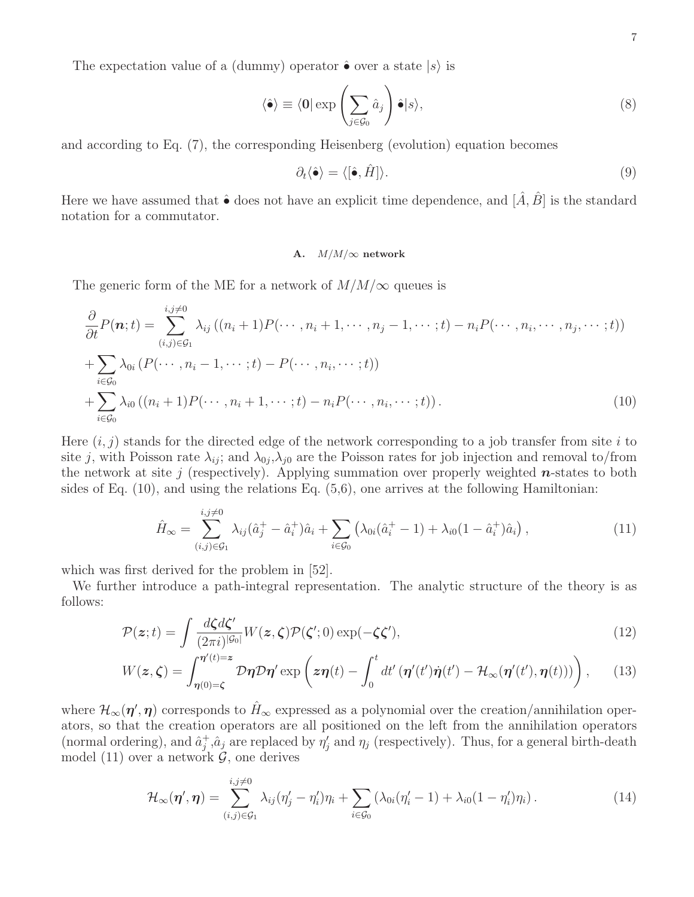The expectation value of a (dummy) operator $\hat{\bullet}$ over a state $|s\rangle$ is

$$\langle \hat{\bullet} \rangle \equiv \langle \mathbf{0}| \exp\left( \sum_{j\in\mathcal{G}_0} \hat{a}_j \right) \hat{\bullet} |s\rangle, \tag{8}$$

and according to Eq. (7), the corresponding Heisenberg (evolution) equation becomes

$$\partial_t \langle \hat{\bullet} \rangle = \langle [\hat{\bullet}, \hat{H}] \rangle. \tag{9}$$

Here we have assumed that $\hat{\bullet}$ does not have an explicit time dependence, and $[\hat{A}, \hat{B}]$ is the standard notation for a commutator.

### A. $M/M/\infty$ network

The generic form of the ME for a network of $M/M/\infty$ queues is

$$\begin{aligned}
\frac{\partial}{\partial t} P(\boldsymbol{n};t) &= \sum_{(i,j)\in\mathcal{G}_1}^{i,j\neq 0} \lambda_{ij} \left( (n_i+1) P(\cdots, n_i+1, \cdots, n_j-1, \cdots; t) - n_i P(\cdots, n_i, \cdots, n_j, \cdots; t) \right) \\
&+ \sum_{i\in\mathcal{G}_0} \lambda_{0i} \left( P(\cdots, n_i-1, \cdots; t) - P(\cdots, n_i, \cdots; t) \right) \\
&+ \sum_{i\in\mathcal{G}_0} \lambda_{i0} \left( (n_i+1) P(\cdots, n_i+1, \cdots; t) - n_i P(\cdots, n_i, \cdots; t) \right).
\end{aligned} \tag{10}$$

Here $(i,j)$ stands for the directed edge of the network corresponding to a job transfer from site $i$ to site $j$, with Poisson rate $\lambda_{ij}$; and $\lambda_{0j}$,$\lambda_{j0}$ are the Poisson rates for job injection and removal to/from the network at site $j$ (respectively). Applying summation over properly weighted $\boldsymbol{n}$-states to both sides of Eq. (10), and using the relations Eq. (5,6), one arrives at the following Hamiltonian:

$$\hat{H}_\infty = \sum_{(i,j)\in\mathcal{G}_1}^{i,j\neq 0} \lambda_{ij} (\hat{a}_j^+ - \hat{a}_i^+) \hat{a}_i + \sum_{i\in\mathcal{G}_0} \left( \lambda_{0i} (\hat{a}_i^+ - 1) + \lambda_{i0} (1 - \hat{a}_i^+) \hat{a}_i \right), \tag{11}$$

which was first derived for the problem in [52].

We further introduce a path-integral representation. The analytic structure of the theory is as follows:

$$\mathcal{P}(\boldsymbol{z};t) = \int \frac{d\boldsymbol{\zeta} d\boldsymbol{\zeta}'}{(2\pi i)^{|\mathcal{G}_0|}} W(\boldsymbol{z}, \boldsymbol{\zeta}) \mathcal{P}(\boldsymbol{\zeta}'; 0) \exp(-\boldsymbol{\zeta}\boldsymbol{\zeta}'), \tag{12}$$

$$W(\boldsymbol{z}, \boldsymbol{\zeta}) = \int_{\boldsymbol{\eta}(0)=\boldsymbol{\zeta}}^{\boldsymbol{\eta}'(t)=\boldsymbol{z}} \mathcal{D}\boldsymbol{\eta} \mathcal{D}\boldsymbol{\eta}' \exp\left( \boldsymbol{z}\boldsymbol{\eta}(t) - \int_0^t dt' \left( \boldsymbol{\eta}'(t') \dot{\boldsymbol{\eta}}(t') - \mathcal{H}_\infty(\boldsymbol{\eta}'(t'), \boldsymbol{\eta}(t)) \right) \right), \tag{13}$$

where $\mathcal{H}_\infty(\boldsymbol{\eta}', \boldsymbol{\eta})$ corresponds to $\hat{H}_\infty$ expressed as a polynomial over the creation/annihilation operators, so that the creation operators are all positioned on the left from the annihilation operators (normal ordering), and $\hat{a}_j^+$,$\hat{a}_j$ are replaced by $\eta_j'$ and $\eta_j$ (respectively). Thus, for a general birth-death model (11) over a network $\mathcal{G}$, one derives

$$\mathcal{H}_\infty(\boldsymbol{\eta}', \boldsymbol{\eta}) = \sum_{(i,j)\in\mathcal{G}_1}^{i,j\neq 0} \lambda_{ij} (\eta_j' - \eta_i') \eta_i + \sum_{i\in\mathcal{G}_0} \left( \lambda_{0i} (\eta_i' - 1) + \lambda_{i0} (1 - \eta_i') \eta_i \right). \tag{14}$$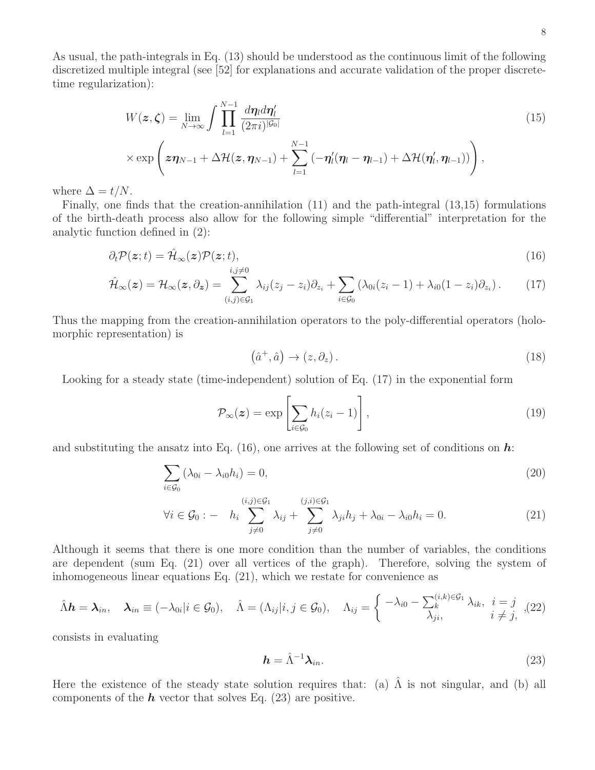As usual, the path-integrals in Eq. (13) should be understood as the continuous limit of the following discretized multiple integral (see [52] for explanations and accurate validation of the proper discrete-time regularization):

$$
W(\boldsymbol{z},\boldsymbol{\zeta}) = \lim_{N\to\infty} \int \prod_{l=1}^{N-1} \frac{d\boldsymbol{\eta}_l d\boldsymbol{\eta}'_l}{(2\pi i)^{|\mathcal{G}_0|}} \times \exp\left( \boldsymbol{z}\boldsymbol{\eta}_{N-1} + \Delta\mathcal{H}(\boldsymbol{z},\boldsymbol{\eta}_{N-1}) + \sum_{l=1}^{N-1} \left(-\boldsymbol{\eta}'_l(\boldsymbol{\eta}_l - \boldsymbol{\eta}_{l-1}) + \Delta\mathcal{H}(\boldsymbol{\eta}'_l,\boldsymbol{\eta}_{l-1})\right)\right), \tag{15}
$$

where $\Delta = t/N$.

Finally, one finds that the creation-annihilation (11) and the path-integral (13,15) formulations of the birth-death process also allow for the following simple "differential" interpretation for the analytic function defined in (2):

$$
\partial_t \mathcal{P}(\boldsymbol{z};t) = \hat{\mathcal{H}}_\infty(\boldsymbol{z})\mathcal{P}(\boldsymbol{z};t), \tag{16}
$$

$$
\hat{\mathcal{H}}_\infty(\boldsymbol{z}) = \mathcal{H}_\infty(\boldsymbol{z},\partial_{\boldsymbol{z}}) = \sum_{(i,j)\in\mathcal{G}_1}^{i,j\neq 0} \lambda_{ij}(z_j - z_i)\partial_{z_i} + \sum_{i\in\mathcal{G}_0} \left(\lambda_{0i}(z_i - 1) + \lambda_{i0}(1 - z_i)\partial_{z_i}\right). \tag{17}
$$

Thus the mapping from the creation-annihilation operators to the poly-differential operators (holomorphic representation) is

$$
\left(\hat{a}^+, \hat{a}\right) \to \left(z, \partial_z\right). \tag{18}
$$

Looking for a steady state (time-independent) solution of Eq. (17) in the exponential form

$$
\mathcal{P}_\infty(\boldsymbol{z}) = \exp\left[\sum_{i\in\mathcal{G}_0} h_i(z_i - 1)\right], \tag{19}
$$

and substituting the ansatz into Eq. (16), one arrives at the following set of conditions on $\boldsymbol{h}$:

$$
\sum_{i\in\mathcal{G}_0} \left(\lambda_{0i} - \lambda_{i0}h_i\right) = 0, \tag{20}
$$

$$
\forall i \in \mathcal{G}_0: - \quad h_i \sum_{j\neq 0}^{(i,j)\in\mathcal{G}_1} \lambda_{ij} + \sum_{j\neq 0}^{(j,i)\in\mathcal{G}_1} \lambda_{ji}h_j + \lambda_{0i} - \lambda_{i0}h_i = 0. \tag{21}
$$

Although it seems that there is one more condition than the number of variables, the conditions are dependent (sum Eq. (21) over all vertices of the graph). Therefore, solving the system of inhomogeneous linear equations Eq. (21), which we restate for convenience as

$$
\hat{\Lambda}\boldsymbol{h} = \boldsymbol{\lambda}_{in}, \quad \boldsymbol{\lambda}_{in} \equiv (-\lambda_{0i}|i\in\mathcal{G}_0), \quad \hat{\Lambda} = (\Lambda_{ij}|i,j\in\mathcal{G}_0), \quad \Lambda_{ij} = \left\{ \begin{array}{ll} -\lambda_{i0} - \sum_k^{(i,k)\in\mathcal{G}_1} \lambda_{ik}, & i = j \\ \lambda_{ji}, & i\neq j, \end{array} \right. \tag{22}
$$

consists in evaluating

$$
\boldsymbol{h} = \hat{\Lambda}^{-1}\boldsymbol{\lambda}_{in}. \tag{23}
$$

Here the existence of the steady state solution requires that: (a) $\hat{\Lambda}$ is not singular, and (b) all components of the $\boldsymbol{h}$ vector that solves Eq. (23) are positive.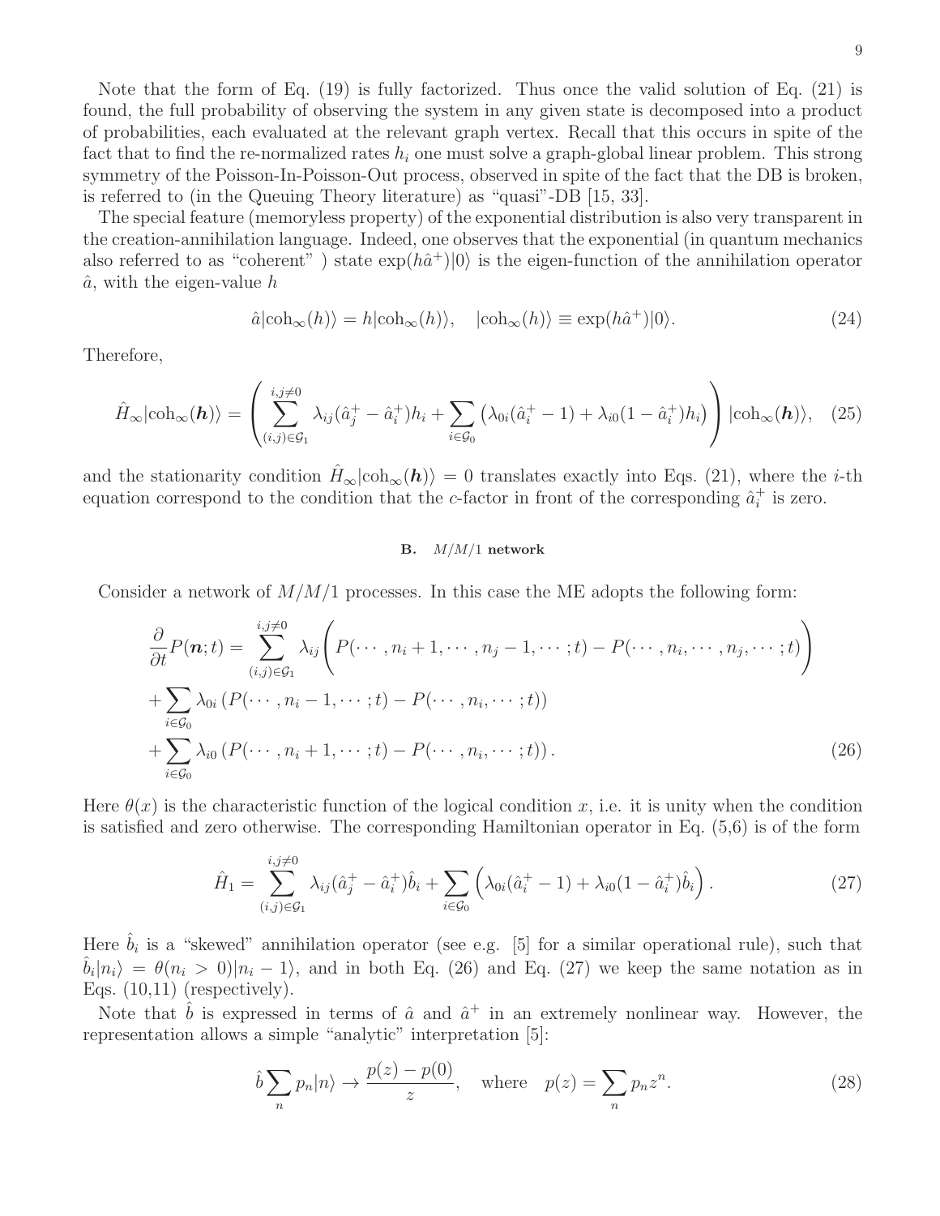Note that the form of Eq. (19) is fully factorized. Thus once the valid solution of Eq. (21) is found, the full probability of observing the system in any given state is decomposed into a product of probabilities, each evaluated at the relevant graph vertex. Recall that this occurs in spite of the fact that to find the re-normalized rates $h_i$ one must solve a graph-global linear problem. This strong symmetry of the Poisson-In-Poisson-Out process, observed in spite of the fact that the DB is broken, is referred to (in the Queuing Theory literature) as "quasi"-DB [15, 33].

The special feature (memoryless property) of the exponential distribution is also very transparent in the creation-annihilation language. Indeed, one observes that the exponential (in quantum mechanics also referred to as "coherent" ) state $\exp(h\hat{a}^+)|0\rangle$ is the eigen-function of the annihilation operator $\hat{a}$, with the eigen-value $h$

$$\hat{a}|\mathrm{coh}_\infty(h)\rangle = h|\mathrm{coh}_\infty(h)\rangle, \quad |\mathrm{coh}_\infty(h)\rangle \equiv \exp(h\hat{a}^+)|0\rangle. \tag{24}$$

Therefore,

$$\hat{H}_\infty|\mathrm{coh}_\infty(\boldsymbol{h})\rangle = \left(\sum_{(i,j)\in\mathcal{G}_1}^{i,j\neq 0}\lambda_{ij}(\hat{a}_j^+ - \hat{a}_i^+)h_i + \sum_{i\in\mathcal{G}_0}\left(\lambda_{0i}(\hat{a}_i^+ - 1) + \lambda_{i0}(1-\hat{a}_i^+)h_i\right)\right)|\mathrm{coh}_\infty(\boldsymbol{h})\rangle, \tag{25}$$

and the stationarity condition $\hat{H}_\infty|\mathrm{coh}_\infty(\boldsymbol{h})\rangle = 0$ translates exactly into Eqs. (21), where the $i$-th equation correspond to the condition that the $c$-factor in front of the corresponding $\hat{a}_i^+$ is zero.

### B. $M/M/1$ network

Consider a network of $M/M/1$ processes. In this case the ME adopts the following form:

$$\begin{aligned}
\frac{\partial}{\partial t}P(\boldsymbol{n};t) &= \sum_{(i,j)\in\mathcal{G}_1}^{i,j\neq 0}\lambda_{ij}\Bigg(P(\cdots,n_i+1,\cdots,n_j-1,\cdots;t) - P(\cdots,n_i,\cdots,n_j,\cdots;t)\Bigg)\\
&+\sum_{i\in\mathcal{G}_0}\lambda_{0i}\left(P(\cdots,n_i-1,\cdots;t) - P(\cdots,n_i,\cdots;t)\right)\\
&+\sum_{i\in\mathcal{G}_0}\lambda_{i0}\left(P(\cdots,n_i+1,\cdots;t) - P(\cdots,n_i,\cdots;t)\right).
\end{aligned} \tag{26}$$

Here $\theta(x)$ is the characteristic function of the logical condition $x$, i.e. it is unity when the condition is satisfied and zero otherwise. The corresponding Hamiltonian operator in Eq. (5,6) is of the form

$$\hat{H}_1 = \sum_{(i,j)\in\mathcal{G}_1}^{i,j\neq 0}\lambda_{ij}(\hat{a}_j^+ - \hat{a}_i^+)\hat{b}_i + \sum_{i\in\mathcal{G}_0}\left(\lambda_{0i}(\hat{a}_i^+ - 1) + \lambda_{i0}(1-\hat{a}_i^+)\hat{b}_i\right). \tag{27}$$

Here $\hat{b}_i$ is a "skewed" annihilation operator (see e.g. [5] for a similar operational rule), such that $\hat{b}_i|n_i\rangle = \theta(n_i > 0)|n_i - 1\rangle$, and in both Eq. (26) and Eq. (27) we keep the same notation as in Eqs. (10,11) (respectively).

Note that $\hat{b}$ is expressed in terms of $\hat{a}$ and $\hat{a}^+$ in an extremely nonlinear way. However, the representation allows a simple "analytic" interpretation [5]:

$$\hat{b}\sum_n p_n|n\rangle \to \frac{p(z)-p(0)}{z}, \quad \text{where} \quad p(z) = \sum_n p_n z^n. \tag{28}$$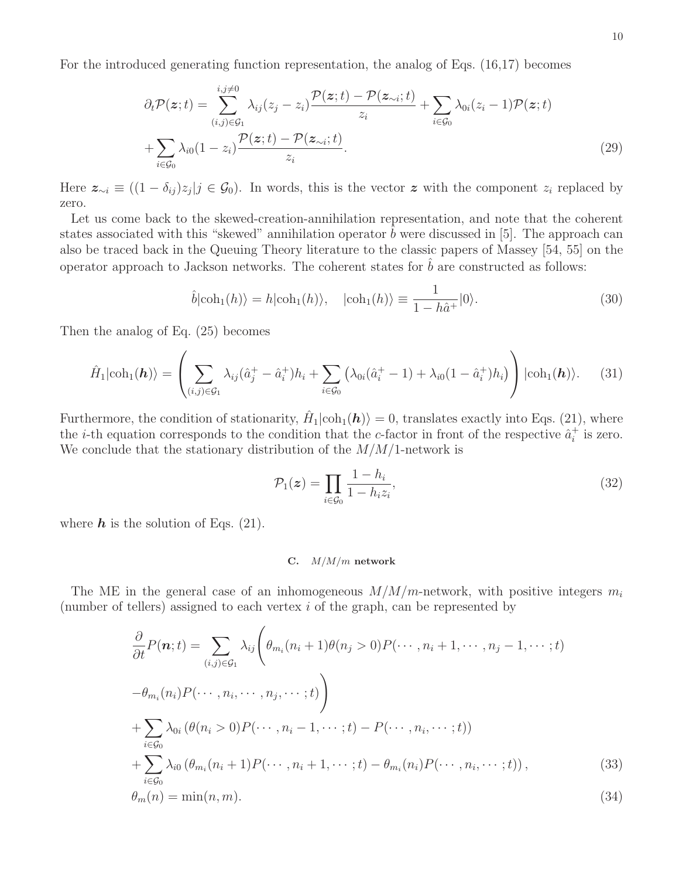For the introduced generating function representation, the analog of Eqs. (16,17) becomes

$$
\begin{aligned}
\partial_t \mathcal{P}(\boldsymbol{z};t) &= \sum_{(i,j)\in\mathcal{G}_1}^{i,j\neq 0} \lambda_{ij}(z_j - z_i)\frac{\mathcal{P}(\boldsymbol{z};t) - \mathcal{P}(\boldsymbol{z}_{\sim i};t)}{z_i} + \sum_{i\in\mathcal{G}_0}\lambda_{0i}(z_i-1)\mathcal{P}(\boldsymbol{z};t) \\
&+ \sum_{i\in\mathcal{G}_0}\lambda_{i0}(1-z_i)\frac{\mathcal{P}(\boldsymbol{z};t)-\mathcal{P}(\boldsymbol{z}_{\sim i};t)}{z_i}.
\end{aligned} \tag{29}
$$

Here $\boldsymbol{z}_{\sim i} \equiv ((1-\delta_{ij})z_j | j \in \mathcal{G}_0)$. In words, this is the vector $\boldsymbol{z}$ with the component $z_i$ replaced by zero.

Let us come back to the skewed-creation-annihilation representation, and note that the coherent states associated with this "skewed" annihilation operator $\hat{b}$ were discussed in [5]. The approach can also be traced back in the Queuing Theory literature to the classic papers of Massey [54, 55] on the operator approach to Jackson networks. The coherent states for $\hat{b}$ are constructed as follows:

$$
\hat{b}|\mathrm{coh}_1(h)\rangle = h|\mathrm{coh}_1(h)\rangle, \quad |\mathrm{coh}_1(h)\rangle \equiv \frac{1}{1-h\hat{a}^+}|0\rangle. \tag{30}
$$

Then the analog of Eq. (25) becomes

$$
\hat{H}_1|\mathrm{coh}_1(\boldsymbol{h})\rangle = \left(\sum_{(i,j)\in\mathcal{G}_1}\lambda_{ij}(\hat{a}_j^+ - \hat{a}_i^+)h_i + \sum_{i\in\mathcal{G}_0}\left(\lambda_{0i}(\hat{a}_i^+-1) + \lambda_{i0}(1-\hat{a}_i^+)h_i\right)\right)|\mathrm{coh}_1(\boldsymbol{h})\rangle. \tag{31}
$$

Furthermore, the condition of stationarity, $\hat{H}_1|\mathrm{coh}_1(\boldsymbol{h})\rangle = 0$, translates exactly into Eqs. (21), where the $i$-th equation corresponds to the condition that the $c$-factor in front of the respective $\hat{a}_i^+$ is zero. We conclude that the stationary distribution of the $M/M/1$-network is

$$
\mathcal{P}_1(\boldsymbol{z}) = \prod_{i\in\mathcal{G}_0}\frac{1-h_i}{1-h_i z_i}, \tag{32}
$$

where $\boldsymbol{h}$ is the solution of Eqs. (21).

### C. $M/M/m$ network

The ME in the general case of an inhomogeneous $M/M/m$-network, with positive integers $m_i$ (number of tellers) assigned to each vertex $i$ of the graph, can be represented by

$$
\begin{aligned}
\frac{\partial}{\partial t}P(\boldsymbol{n};t) &= \sum_{(i,j)\in\mathcal{G}_1}\lambda_{ij}\Bigg(\theta_{m_i}(n_i+1)\theta(n_j>0)P(\cdots,n_i+1,\cdots,n_j-1,\cdots;t) \\
&-\theta_{m_i}(n_i)P(\cdots,n_i,\cdots,n_j,\cdots;t)\Bigg) \\
&+\sum_{i\in\mathcal{G}_0}\lambda_{0i}\left(\theta(n_i>0)P(\cdots,n_i-1,\cdots;t) - P(\cdots,n_i,\cdots;t)\right) \\
&+\sum_{i\in\mathcal{G}_0}\lambda_{i0}\left(\theta_{m_i}(n_i+1)P(\cdots,n_i+1,\cdots;t) - \theta_{m_i}(n_i)P(\cdots,n_i,\cdots;t)\right),
\end{aligned} \tag{33}
$$

$$
\theta_m(n) = \min(n,m). \tag{34}
$$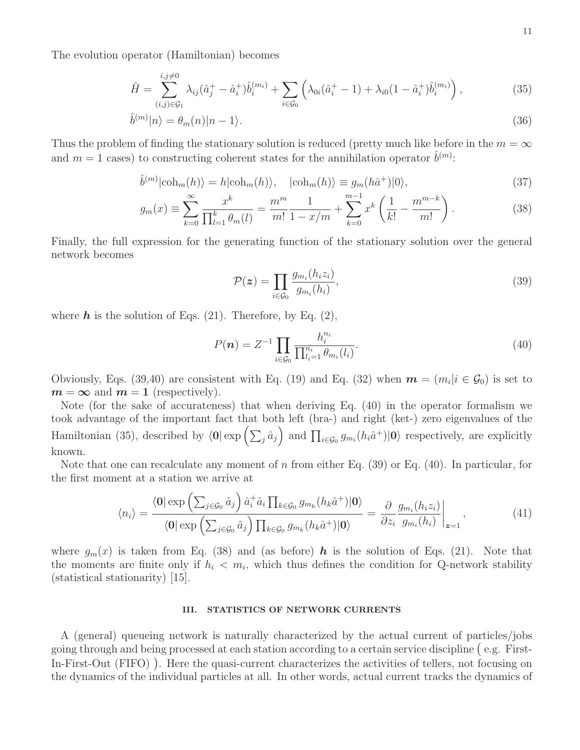The evolution operator (Hamiltonian) becomes

$$\hat{H} = \sum_{(i,j)\in\mathcal{G}_1}^{i,j\neq 0} \lambda_{ij}(\hat{a}_j^+ - \hat{a}_i^+)\hat{b}_i^{(m_i)} + \sum_{i\in\mathcal{G}_0}\left(\lambda_{0i}(\hat{a}_i^+ - 1) + \lambda_{i0}(1-\hat{a}_i^+)\hat{b}_i^{(m_i)}\right), \tag{35}$$

$$\hat{b}^{(m)}|n\rangle = \theta_m(n)|n-1\rangle. \tag{36}$$

Thus the problem of finding the stationary solution is reduced (pretty much like before in the $m=\infty$ and $m=1$ cases) to constructing coherent states for the annihilation operator $\hat{b}^{(m)}$:

$$\hat{b}^{(m)}|\mathrm{coh}_m(h)\rangle = h|\mathrm{coh}_m(h)\rangle, \quad |\mathrm{coh}_m(h)\rangle \equiv g_m(h\hat{a}^+)|0\rangle, \tag{37}$$

$$g_m(x) \equiv \sum_{k=0}^{\infty}\frac{x^k}{\prod_{l=1}^{k}\theta_m(l)} = \frac{m^m}{m!}\frac{1}{1-x/m} + \sum_{k=0}^{m-1}x^k\left(\frac{1}{k!} - \frac{m^{m-k}}{m!}\right). \tag{38}$$

Finally, the full expression for the generating function of the stationary solution over the general network becomes

$$\mathcal{P}(\boldsymbol{z}) = \prod_{i\in\mathcal{G}_0}\frac{g_{m_i}(h_i z_i)}{g_{m_i}(h_i)}, \tag{39}$$

where $\boldsymbol{h}$ is the solution of Eqs. (21). Therefore, by Eq. (2),

$$P(\boldsymbol{n}) = Z^{-1}\prod_{i\in\mathcal{G}_0}\frac{h_i^{n_i}}{\prod_{l_i=1}^{n_i}\theta_{m_i}(l_i)}. \tag{40}$$

Obviously, Eqs. (39,40) are consistent with Eq. (19) and Eq. (32) when $\boldsymbol{m} = (m_i|i\in\mathcal{G}_0)$ is set to $\boldsymbol{m}=\boldsymbol{\infty}$ and $\boldsymbol{m}=\boldsymbol{1}$ (respectively).

Note (for the sake of accurateness) that when deriving Eq. (40) in the operator formalism we took advantage of the important fact that both left (bra-) and right (ket-) zero eigenvalues of the Hamiltonian (35), described by $\langle\boldsymbol{0}|\exp\left(\sum_j \hat{a}_j\right)$ and $\prod_{i\in\mathcal{G}_0} g_{m_i}(h_i\hat{a}^+)|\boldsymbol{0}\rangle$ respectively, are explicitly known.

Note that one can recalculate any moment of $n$ from either Eq. (39) or Eq. (40). In particular, for the first moment at a station we arrive at

$$\langle n_i\rangle = \frac{\langle\boldsymbol{0}|\exp\left(\sum_{j\in\mathcal{G}_0}\hat{a}_j\right)\hat{a}_i^+\hat{a}_i\prod_{k\in\mathcal{G}_0}g_{m_k}(h_k\hat{a}^+)|\boldsymbol{0}\rangle}{\langle\boldsymbol{0}|\exp\left(\sum_{j\in\mathcal{G}_0}\hat{a}_j\right)\prod_{k\in\mathcal{G}_0}g_{m_k}(h_k\hat{a}^+)|\boldsymbol{0}\rangle} = \left.\frac{\partial}{\partial z_i}\frac{g_{m_i}(h_i z_i)}{g_{m_i}(h_i)}\right|_{\boldsymbol{z}=1}, \tag{41}$$

where $g_m(x)$ is taken from Eq. (38) and (as before) $\boldsymbol{h}$ is the solution of Eqs. (21). Note that the moments are finite only if $h_i < m_i$, which thus defines the condition for Q-network stability (statistical stationarity) [15].

### III. STATISTICS OF NETWORK CURRENTS

A (general) queueing network is naturally characterized by the actual current of particles/jobs going through and being processed at each station according to a certain service discipline ( e.g. First-In-First-Out (FIFO) ). Here the quasi-current characterizes the activities of tellers, not focusing on the dynamics of the individual particles at all. In other words, actual current tracks the dynamics of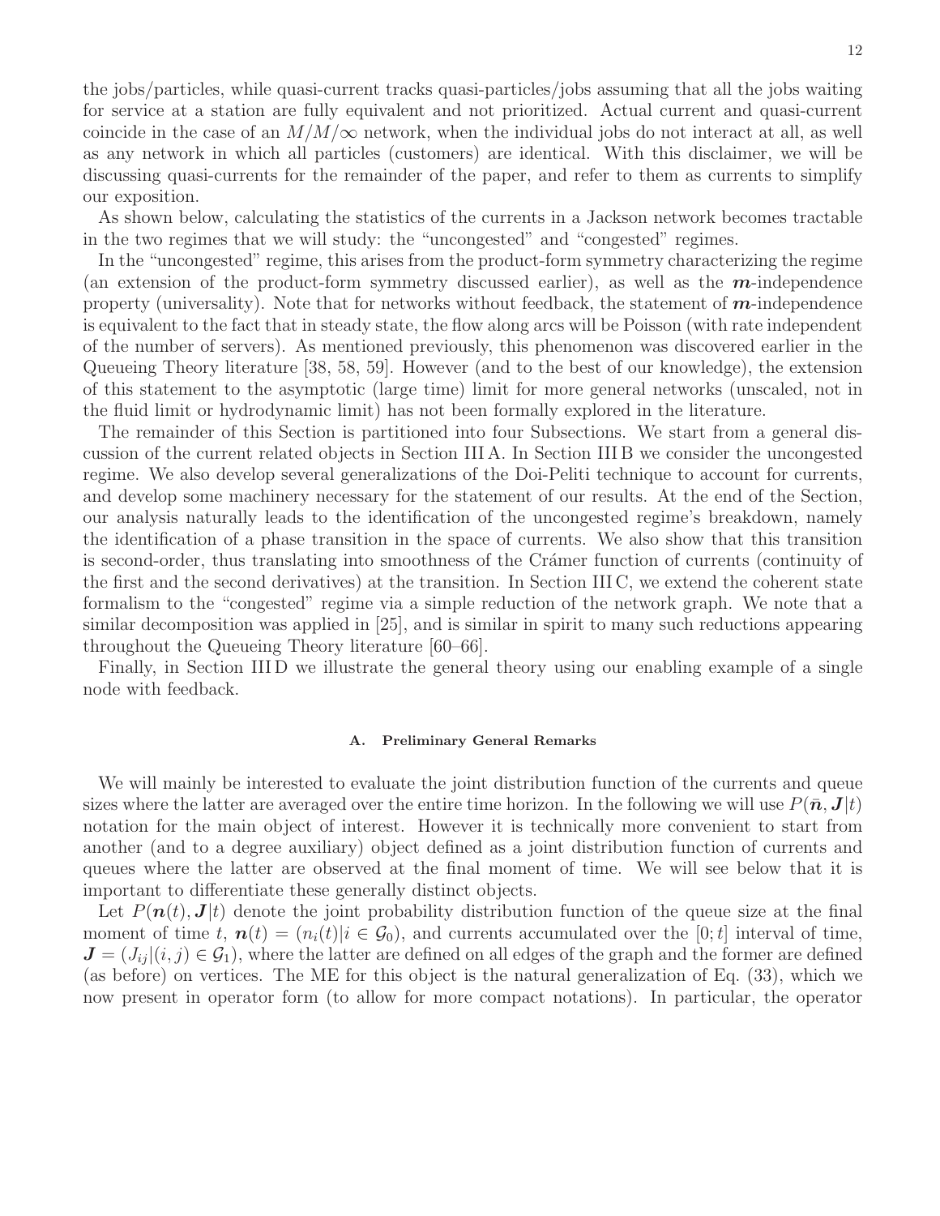the jobs/particles, while quasi-current tracks quasi-particles/jobs assuming that all the jobs waiting for service at a station are fully equivalent and not prioritized. Actual current and quasi-current coincide in the case of an $M/M/\infty$ network, when the individual jobs do not interact at all, as well as any network in which all particles (customers) are identical. With this disclaimer, we will be discussing quasi-currents for the remainder of the paper, and refer to them as currents to simplify our exposition.

As shown below, calculating the statistics of the currents in a Jackson network becomes tractable in the two regimes that we will study: the "uncongested" and "congested" regimes.

In the "uncongested" regime, this arises from the product-form symmetry characterizing the regime (an extension of the product-form symmetry discussed earlier), as well as the $\boldsymbol{m}$-independence property (universality). Note that for networks without feedback, the statement of $\boldsymbol{m}$-independence is equivalent to the fact that in steady state, the flow along arcs will be Poisson (with rate independent of the number of servers). As mentioned previously, this phenomenon was discovered earlier in the Queueing Theory literature [38, 58, 59]. However (and to the best of our knowledge), the extension of this statement to the asymptotic (large time) limit for more general networks (unscaled, not in the fluid limit or hydrodynamic limit) has not been formally explored in the literature.

The remainder of this Section is partitioned into four Subsections. We start from a general discussion of the current related objects in Section III A. In Section III B we consider the uncongested regime. We also develop several generalizations of the Doi-Peliti technique to account for currents, and develop some machinery necessary for the statement of our results. At the end of the Section, our analysis naturally leads to the identification of the uncongested regime's breakdown, namely the identification of a phase transition in the space of currents. We also show that this transition is second-order, thus translating into smoothness of the Crámer function of currents (continuity of the first and the second derivatives) at the transition. In Section III C, we extend the coherent state formalism to the "congested" regime via a simple reduction of the network graph. We note that a similar decomposition was applied in [25], and is similar in spirit to many such reductions appearing throughout the Queueing Theory literature [60–66].

Finally, in Section III D we illustrate the general theory using our enabling example of a single node with feedback.

### A. Preliminary General Remarks

We will mainly be interested to evaluate the joint distribution function of the currents and queue sizes where the latter are averaged over the entire time horizon. In the following we will use $P(\bar{\boldsymbol{n}}, \boldsymbol{J}|t)$ notation for the main object of interest. However it is technically more convenient to start from another (and to a degree auxiliary) object defined as a joint distribution function of currents and queues where the latter are observed at the final moment of time. We will see below that it is important to differentiate these generally distinct objects.

Let $P(\boldsymbol{n}(t), \boldsymbol{J}|t)$ denote the joint probability distribution function of the queue size at the final moment of time $t$, $\boldsymbol{n}(t) = (n_i(t)|i \in \mathcal{G}_0)$, and currents accumulated over the $[0;t]$ interval of time, $\boldsymbol{J} = (J_{ij}|(i,j) \in \mathcal{G}_1)$, where the latter are defined on all edges of the graph and the former are defined (as before) on vertices. The ME for this object is the natural generalization of Eq. (33), which we now present in operator form (to allow for more compact notations). In particular, the operator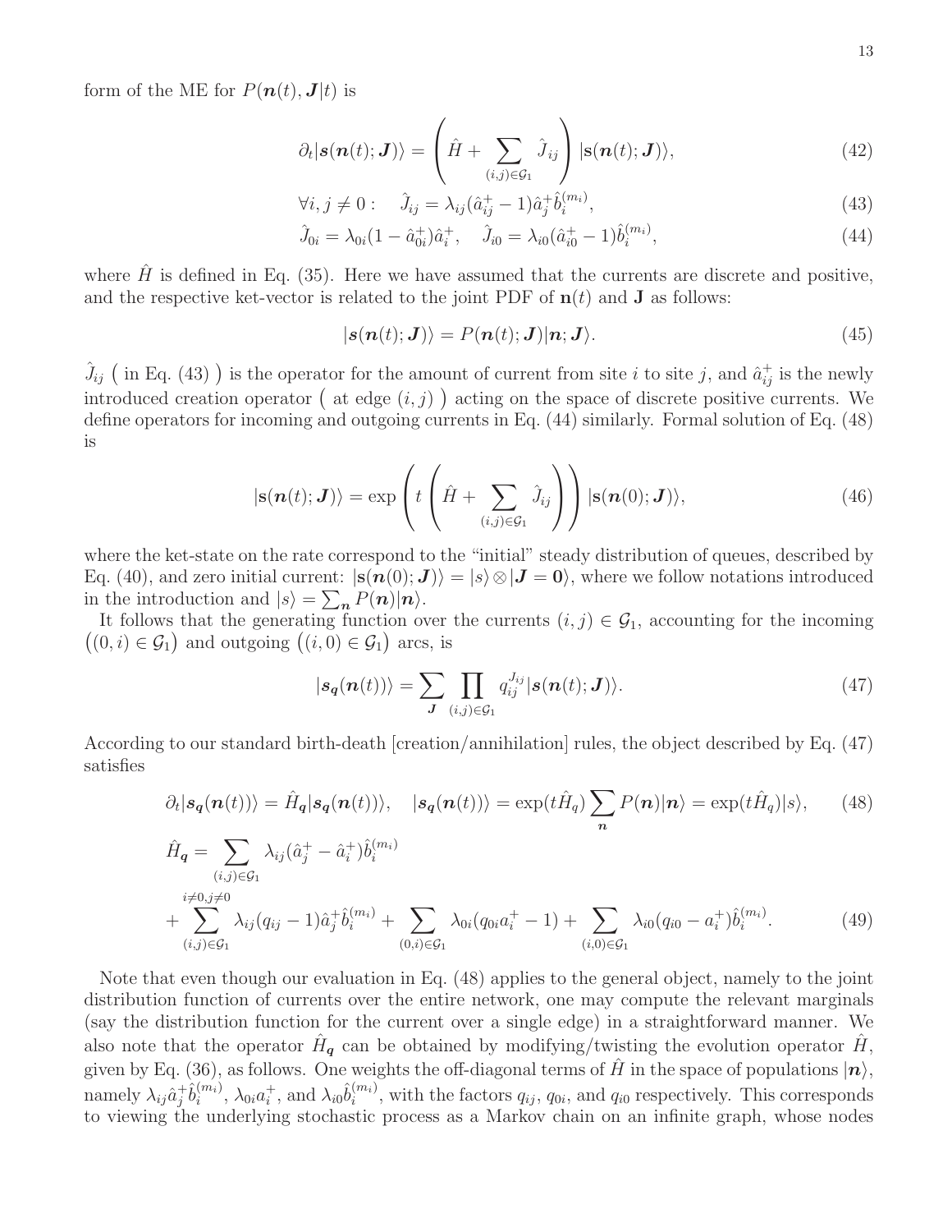form of the ME for $P(\boldsymbol{n}(t), \boldsymbol{J}|t)$ is

$$\partial_t|\boldsymbol{s}(\boldsymbol{n}(t);\boldsymbol{J})\rangle = \left(\hat{H} + \sum_{(i,j)\in\mathcal{G}_1} \hat{J}_{ij}\right)|\mathbf{s}(\boldsymbol{n}(t);\boldsymbol{J})\rangle, \tag{42}$$

$$\forall i,j \neq 0: \quad \hat{J}_{ij} = \lambda_{ij}(\hat{a}^+_{ij} - 1)\hat{a}^+_j \hat{b}^{(m_i)}_i, \tag{43}$$

$$\hat{J}_{0i} = \lambda_{0i}(1 - \hat{a}^+_{0i})\hat{a}^+_i, \quad \hat{J}_{i0} = \lambda_{i0}(\hat{a}^+_{i0} - 1)\hat{b}^{(m_i)}_i, \tag{44}$$

where $\hat{H}$ is defined in Eq. (35). Here we have assumed that the currents are discrete and positive, and the respective ket-vector is related to the joint PDF of $\mathbf{n}(t)$ and $\mathbf{J}$ as follows:

$$|\boldsymbol{s}(\boldsymbol{n}(t);\boldsymbol{J})\rangle = P(\boldsymbol{n}(t);\boldsymbol{J})|\boldsymbol{n};\boldsymbol{J}\rangle. \tag{45}$$

$\hat{J}_{ij}$ ( in Eq. (43) ) is the operator for the amount of current from site $i$ to site $j$, and $\hat{a}^+_{ij}$ is the newly introduced creation operator ( at edge $(i,j)$ ) acting on the space of discrete positive currents. We define operators for incoming and outgoing currents in Eq. (44) similarly. Formal solution of Eq. (48) is

$$|\mathbf{s}(\boldsymbol{n}(t);\boldsymbol{J})\rangle = \exp\left(t\left(\hat{H} + \sum_{(i,j)\in\mathcal{G}_1}\hat{J}_{ij}\right)\right)|\mathbf{s}(\boldsymbol{n}(0);\boldsymbol{J})\rangle, \tag{46}$$

where the ket-state on the rate correspond to the "initial" steady distribution of queues, described by Eq. (40), and zero initial current: $|\mathbf{s}(\boldsymbol{n}(0);\boldsymbol{J})\rangle = |s\rangle \otimes |\boldsymbol{J} = \mathbf{0}\rangle$, where we follow notations introduced in the introduction and $|s\rangle = \sum_{\boldsymbol{n}} P(\boldsymbol{n})|\boldsymbol{n}\rangle$.

It follows that the generating function over the currents $(i,j) \in \mathcal{G}_1$, accounting for the incoming $\big((0,i) \in \mathcal{G}_1\big)$ and outgoing $\big((i,0) \in \mathcal{G}_1\big)$ arcs, is

$$|\boldsymbol{s}_{\boldsymbol{q}}(\boldsymbol{n}(t))\rangle = \sum_{\boldsymbol{J}} \prod_{(i,j)\in\mathcal{G}_1} q_{ij}^{J_{ij}} |\boldsymbol{s}(\boldsymbol{n}(t);\boldsymbol{J})\rangle. \tag{47}$$

According to our standard birth-death [creation/annihilation] rules, the object described by Eq. (47) satisfies

$$\partial_t|\boldsymbol{s}_{\boldsymbol{q}}(\boldsymbol{n}(t))\rangle = \hat{H}_{\boldsymbol{q}}|\boldsymbol{s}_{\boldsymbol{q}}(\boldsymbol{n}(t))\rangle, \quad |\boldsymbol{s}_{\boldsymbol{q}}(\boldsymbol{n}(t))\rangle = \exp(t\hat{H}_q)\sum_{\boldsymbol{n}} P(\boldsymbol{n})|\boldsymbol{n}\rangle = \exp(t\hat{H}_q)|s\rangle, \tag{48}$$

$$\hat{H}_{\boldsymbol{q}} = \sum_{(i,j)\in\mathcal{G}_1} \lambda_{ij}(\hat{a}^+_j - \hat{a}^+_i)\hat{b}^{(m_i)}_i$$
$$+ \sum_{\substack{i\neq 0, j\neq 0\\(i,j)\in\mathcal{G}_1}} \lambda_{ij}(q_{ij} - 1)\hat{a}^+_j \hat{b}^{(m_i)}_i + \sum_{(0,i)\in\mathcal{G}_1} \lambda_{0i}(q_{0i}a^+_i - 1) + \sum_{(i,0)\in\mathcal{G}_1} \lambda_{i0}(q_{i0} - a^+_i)\hat{b}^{(m_i)}_i. \tag{49}$$

Note that even though our evaluation in Eq. (48) applies to the general object, namely to the joint distribution function of currents over the entire network, one may compute the relevant marginals (say the distribution function for the current over a single edge) in a straightforward manner. We also note that the operator $\hat{H}_{\boldsymbol{q}}$ can be obtained by modifying/twisting the evolution operator $\hat{H}$, given by Eq. (36), as follows. One weights the off-diagonal terms of $\hat{H}$ in the space of populations $|\boldsymbol{n}\rangle$, namely $\lambda_{ij}\hat{a}^+_j\hat{b}^{(m_i)}_i$, $\lambda_{0i}a^+_i$, and $\lambda_{i0}\hat{b}^{(m_i)}_i$, with the factors $q_{ij}$, $q_{0i}$, and $q_{i0}$ respectively. This corresponds to viewing the underlying stochastic process as a Markov chain on an infinite graph, whose nodes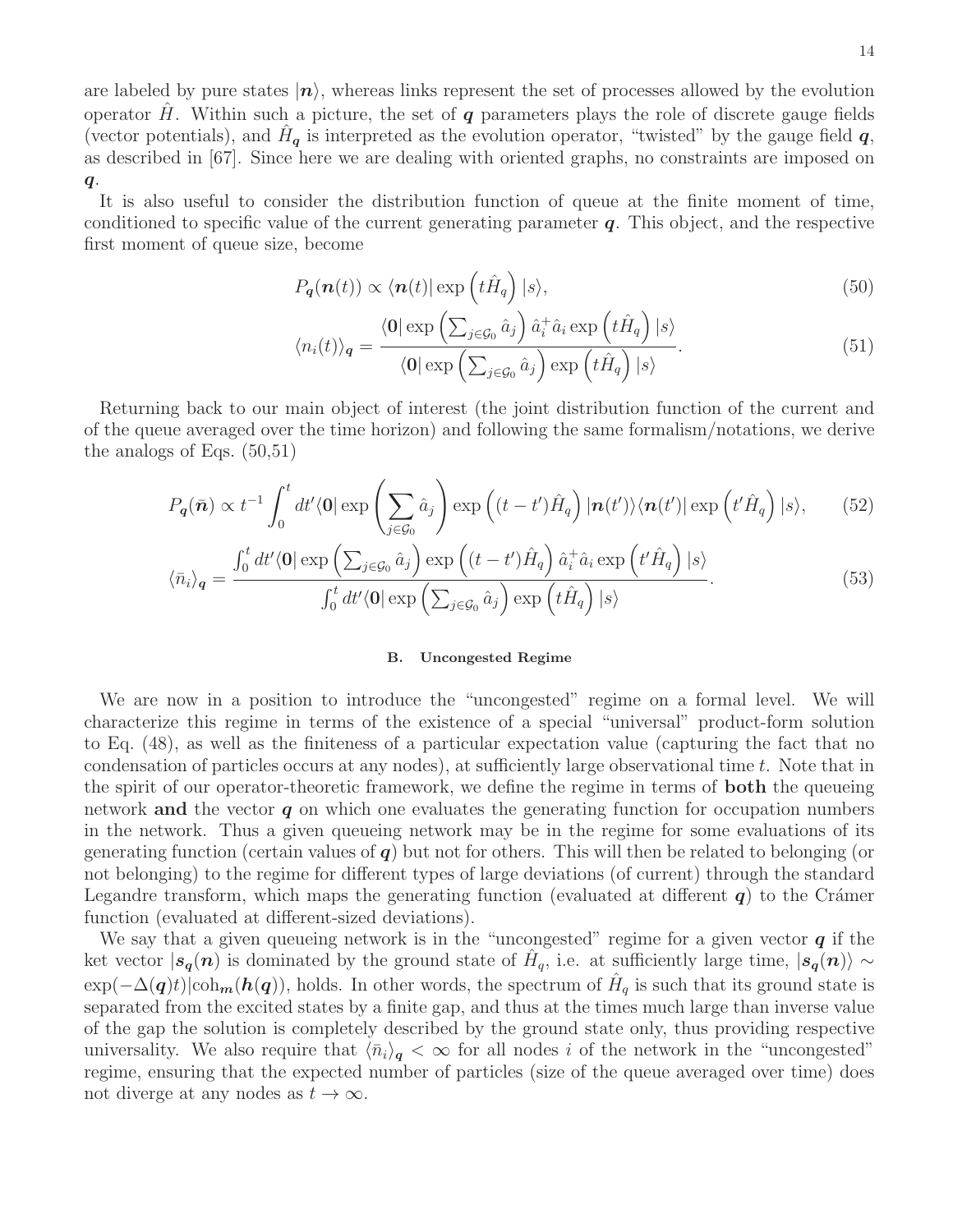are labeled by pure states $|\boldsymbol{n}\rangle$, whereas links represent the set of processes allowed by the evolution operator $\hat{H}$. Within such a picture, the set of $\boldsymbol{q}$ parameters plays the role of discrete gauge fields (vector potentials), and $\hat{H}_{\boldsymbol{q}}$ is interpreted as the evolution operator, "twisted" by the gauge field $\boldsymbol{q}$, as described in [67]. Since here we are dealing with oriented graphs, no constraints are imposed on $\boldsymbol{q}$.

It is also useful to consider the distribution function of queue at the finite moment of time, conditioned to specific value of the current generating parameter $\boldsymbol{q}$. This object, and the respective first moment of queue size, become

$$
P_{\boldsymbol{q}}(\boldsymbol{n}(t)) \propto \langle \boldsymbol{n}(t)| \exp\left(t\hat{H}_q\right)|s\rangle, \tag{50}
$$

$$
\langle n_i(t)\rangle_{\boldsymbol{q}} = \frac{\langle \boldsymbol{0}| \exp\left(\sum_{j\in\mathcal{G}_0}\hat{a}_j\right)\hat{a}_i^+\hat{a}_i \exp\left(t\hat{H}_q\right)|s\rangle}{\langle \boldsymbol{0}| \exp\left(\sum_{j\in\mathcal{G}_0}\hat{a}_j\right)\exp\left(t\hat{H}_q\right)|s\rangle}. \tag{51}
$$

Returning back to our main object of interest (the joint distribution function of the current and of the queue averaged over the time horizon) and following the same formalism/notations, we derive the analogs of Eqs. (50,51)

$$
P_{\boldsymbol{q}}(\bar{\boldsymbol{n}}) \propto t^{-1}\int_0^t dt' \langle \boldsymbol{0}| \exp\left(\sum_{j\in\mathcal{G}_0}\hat{a}_j\right)\exp\left((t-t')\hat{H}_q\right)|\boldsymbol{n}(t')\rangle\langle \boldsymbol{n}(t')|\exp\left(t'\hat{H}_q\right)|s\rangle, \tag{52}
$$

$$
\langle \bar{n}_i\rangle_{\boldsymbol{q}} = \frac{\int_0^t dt' \langle \boldsymbol{0}| \exp\left(\sum_{j\in\mathcal{G}_0}\hat{a}_j\right)\exp\left((t-t')\hat{H}_q\right)\hat{a}_i^+\hat{a}_i \exp\left(t'\hat{H}_q\right)|s\rangle}{\int_0^t dt' \langle \boldsymbol{0}| \exp\left(\sum_{j\in\mathcal{G}_0}\hat{a}_j\right)\exp\left(t\hat{H}_q\right)|s\rangle}. \tag{53}
$$

### B. Uncongested Regime

We are now in a position to introduce the "uncongested" regime on a formal level. We will characterize this regime in terms of the existence of a special "universal" product-form solution to Eq. (48), as well as the finiteness of a particular expectation value (capturing the fact that no condensation of particles occurs at any nodes), at sufficiently large observational time $t$. Note that in the spirit of our operator-theoretic framework, we define the regime in terms of **both** the queueing network **and** the vector $\boldsymbol{q}$ on which one evaluates the generating function for occupation numbers in the network. Thus a given queueing network may be in the regime for some evaluations of its generating function (certain values of $\boldsymbol{q}$) but not for others. This will then be related to belonging (or not belonging) to the regime for different types of large deviations (of current) through the standard Legandre transform, which maps the generating function (evaluated at different $\boldsymbol{q}$) to the Crámer function (evaluated at different-sized deviations).

We say that a given queueing network is in the "uncongested" regime for a given vector $\boldsymbol{q}$ if the ket vector $|\boldsymbol{s}_{\boldsymbol{q}}(\boldsymbol{n})$ is dominated by the ground state of $\hat{H}_q$, i.e. at sufficiently large time, $|\boldsymbol{s}_{\boldsymbol{q}}(\boldsymbol{n})\rangle \sim \exp(-\Delta(\boldsymbol{q})t)|\mathrm{coh}_{\boldsymbol{m}}(\boldsymbol{h}(\boldsymbol{q}))$, holds. In other words, the spectrum of $\hat{H}_q$ is such that its ground state is separated from the excited states by a finite gap, and thus at the times much large than inverse value of the gap the solution is completely described by the ground state only, thus providing respective universality. We also require that $\langle \bar{n}_i\rangle_{\boldsymbol{q}} < \infty$ for all nodes $i$ of the network in the "uncongested" regime, ensuring that the expected number of particles (size of the queue averaged over time) does not diverge at any nodes as $t \to \infty$.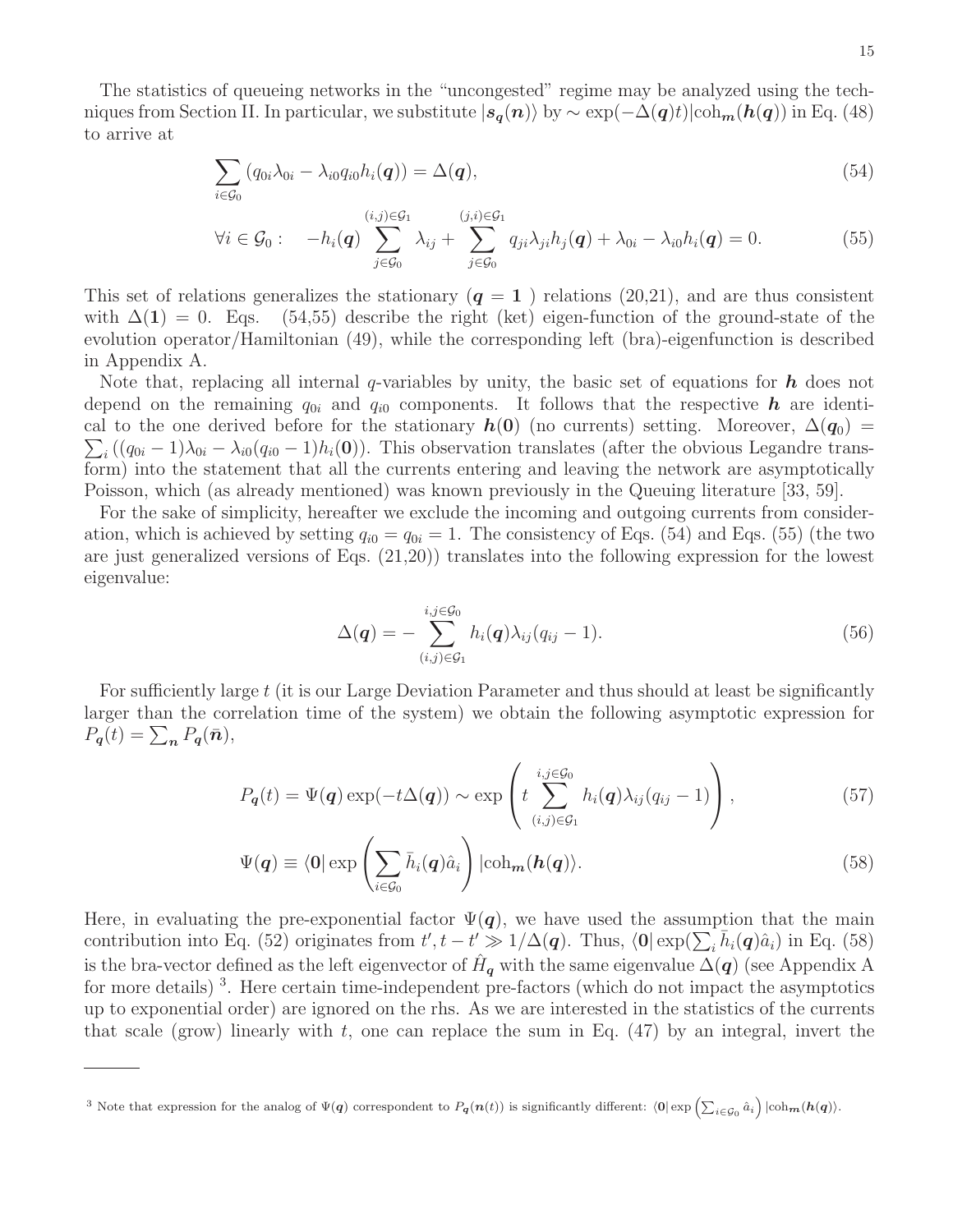The statistics of queueing networks in the "uncongested" regime may be analyzed using the techniques from Section II. In particular, we substitute $|\boldsymbol{s_q}(\boldsymbol{n})\rangle$ by $\sim \exp(-\Delta(\boldsymbol{q})t)|\mathrm{coh}_{\boldsymbol{m}}(\boldsymbol{h}(\boldsymbol{q}))$ in Eq. (48) to arrive at

$$
\sum_{i\in\mathcal{G}_0}\left(q_{0i}\lambda_{0i}-\lambda_{i0}q_{i0}h_i(\boldsymbol{q})\right)=\Delta(\boldsymbol{q}), \tag{54}
$$

$$
\forall i\in\mathcal{G}_0: \quad -h_i(\boldsymbol{q})\sum_{j\in\mathcal{G}_0}^{(i,j)\in\mathcal{G}_1}\lambda_{ij}+\sum_{j\in\mathcal{G}_0}^{(j,i)\in\mathcal{G}_1}q_{ji}\lambda_{ji}h_j(\boldsymbol{q})+\lambda_{0i}-\lambda_{i0}h_i(\boldsymbol{q})=0. \tag{55}
$$

This set of relations generalizes the stationary ($\boldsymbol{q}=\boldsymbol{1}$ ) relations (20,21), and are thus consistent with $\Delta(\boldsymbol{1})=0$. Eqs. (54,55) describe the right (ket) eigen-function of the ground-state of the evolution operator/Hamiltonian (49), while the corresponding left (bra)-eigenfunction is described in Appendix A.

Note that, replacing all internal $q$-variables by unity, the basic set of equations for $\boldsymbol{h}$ does not depend on the remaining $q_{0i}$ and $q_{i0}$ components. It follows that the respective $\boldsymbol{h}$ are identical to the one derived before for the stationary $\boldsymbol{h}(\boldsymbol{0})$ (no currents) setting. Moreover, $\Delta(\boldsymbol{q}_0)=\sum_i\left((q_{0i}-1)\lambda_{0i}-\lambda_{i0}(q_{i0}-1)h_i(\boldsymbol{0})\right)$. This observation translates (after the obvious Legandre transform) into the statement that all the currents entering and leaving the network are asymptotically Poisson, which (as already mentioned) was known previously in the Queuing literature [33, 59].

For the sake of simplicity, hereafter we exclude the incoming and outgoing currents from consideration, which is achieved by setting $q_{i0}=q_{0i}=1$. The consistency of Eqs. (54) and Eqs. (55) (the two are just generalized versions of Eqs. (21,20)) translates into the following expression for the lowest eigenvalue:

$$
\Delta(\boldsymbol{q})=-\sum_{(i,j)\in\mathcal{G}_1}^{i,j\in\mathcal{G}_0}h_i(\boldsymbol{q})\lambda_{ij}(q_{ij}-1). \tag{56}
$$

For sufficiently large $t$ (it is our Large Deviation Parameter and thus should at least be significantly larger than the correlation time of the system) we obtain the following asymptotic expression for $P_{\boldsymbol{q}}(t)=\sum_{\boldsymbol{n}}P_{\boldsymbol{q}}(\bar{\boldsymbol{n}})$,

$$
P_{\boldsymbol{q}}(t)=\Psi(\boldsymbol{q})\exp(-t\Delta(\boldsymbol{q}))\sim\exp\left(t\sum_{(i,j)\in\mathcal{G}_1}^{i,j\in\mathcal{G}_0}h_i(\boldsymbol{q})\lambda_{ij}(q_{ij}-1)\right), \tag{57}
$$

$$
\Psi(\boldsymbol{q})\equiv\langle\boldsymbol{0}|\exp\left(\sum_{i\in\mathcal{G}_0}\bar{h}_i(\boldsymbol{q})\hat{a}_i\right)|\mathrm{coh}_{\boldsymbol{m}}(\boldsymbol{h}(\boldsymbol{q}))\rangle. \tag{58}
$$

Here, in evaluating the pre-exponential factor $\Psi(\boldsymbol{q})$, we have used the assumption that the main contribution into Eq. (52) originates from $t',t-t'\gg 1/\Delta(\boldsymbol{q})$. Thus, $\langle\boldsymbol{0}|\exp(\sum_i\bar{h}_i(\boldsymbol{q})\hat{a}_i)$ in Eq. (58) is the bra-vector defined as the left eigenvector of $\hat{H}_{\boldsymbol{q}}$ with the same eigenvalue $\Delta(\boldsymbol{q})$ (see Appendix A for more details) [3]. Here certain time-independent pre-factors (which do not impact the asymptotics up to exponential order) are ignored on the rhs. As we are interested in the statistics of the currents that scale (grow) linearly with $t$, one can replace the sum in Eq. (47) by an integral, invert the

[3] Note that expression for the analog of $\Psi(\boldsymbol{q})$ correspondent to $P_{\boldsymbol{q}}(\boldsymbol{n}(t))$ is significantly different: $\langle\boldsymbol{0}|\exp\left(\sum_{i\in\mathcal{G}_0}\hat{a}_i\right)|\mathrm{coh}_{\boldsymbol{m}}(\boldsymbol{h}(\boldsymbol{q})\rangle$.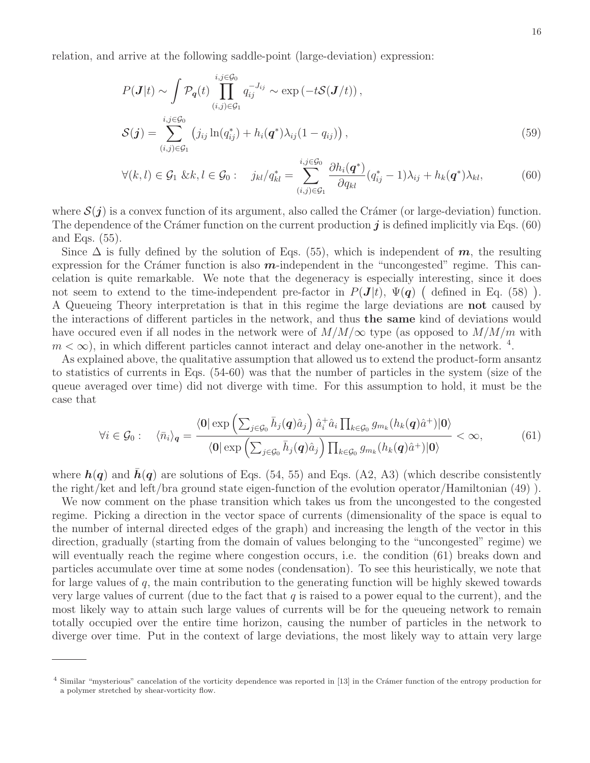relation, and arrive at the following saddle-point (large-deviation) expression:

$$
P(\boldsymbol{J}|t) \sim \int \mathcal{P}_{\boldsymbol{q}}(t) \prod_{(i,j)\in\mathcal{G}_1}^{i,j\in\mathcal{G}_0} q_{ij}^{-J_{ij}} \sim \exp\left(-t\mathcal{S}(\boldsymbol{J}/t)\right),
$$

$$
\mathcal{S}(\boldsymbol{j}) = \sum_{(i,j)\in\mathcal{G}_1}^{i,j\in\mathcal{G}_0} \left( j_{ij}\ln(q_{ij}^*) + h_i(\boldsymbol{q}^*)\lambda_{ij}(1-q_{ij}) \right), \tag{59}
$$

$$
\forall (k,l)\in\mathcal{G}_1 \ \& k,l\in\mathcal{G}_0: \quad j_{kl}/q_{kl}^* = \sum_{(i,j)\in\mathcal{G}_1}^{i,j\in\mathcal{G}_0} \frac{\partial h_i(\boldsymbol{q}^*)}{\partial q_{kl}}(q_{ij}^*-1)\lambda_{ij} + h_k(\boldsymbol{q}^*)\lambda_{kl}, \tag{60}
$$

where $\mathcal{S}(\boldsymbol{j})$ is a convex function of its argument, also called the Crámer (or large-deviation) function. The dependence of the Crámer function on the current production $\boldsymbol{j}$ is defined implicitly via Eqs. (60) and Eqs. (55).

Since $\Delta$ is fully defined by the solution of Eqs. (55), which is independent of $\boldsymbol{m}$, the resulting expression for the Crámer function is also $\boldsymbol{m}$-independent in the "uncongested" regime. This cancelation is quite remarkable. We note that the degeneracy is especially interesting, since it does not seem to extend to the time-independent pre-factor in $P(\boldsymbol{J}|t)$, $\Psi(\boldsymbol{q})$ ( defined in Eq. (58) ). A Queueing Theory interpretation is that in this regime the large deviations are **not** caused by the interactions of different particles in the network, and thus **the same** kind of deviations would have occured even if all nodes in the network were of $M/M/\infty$ type (as opposed to $M/M/m$ with $m<\infty$), in which different particles cannot interact and delay one-another in the network. [4].

As explained above, the qualitative assumption that allowed us to extend the product-form ansantz to statistics of currents in Eqs. (54-60) was that the number of particles in the system (size of the queue averaged over time) did not diverge with time. For this assumption to hold, it must be the case that

$$
\forall i\in\mathcal{G}_0: \quad \langle \bar{n}_i\rangle_{\boldsymbol{q}} = \frac{\langle \boldsymbol{0}|\exp\left(\sum_{j\in\mathcal{G}_0}\bar{h}_j(\boldsymbol{q})\hat{a}_j\right)\hat{a}_i^+\hat{a}_i\prod_{k\in\mathcal{G}_0} g_{m_k}(h_k(\boldsymbol{q})\hat{a}^+)|\boldsymbol{0}\rangle}{\langle \boldsymbol{0}|\exp\left(\sum_{j\in\mathcal{G}_0}\bar{h}_j(\boldsymbol{q})\hat{a}_j\right)\prod_{k\in\mathcal{G}_0} g_{m_k}(h_k(\boldsymbol{q})\hat{a}^+)|\boldsymbol{0}\rangle} < \infty, \tag{61}
$$

where $\boldsymbol{h}(\boldsymbol{q})$ and $\bar{\boldsymbol{h}}(\boldsymbol{q})$ are solutions of Eqs. (54, 55) and Eqs. (A2, A3) (which describe consistently the right/ket and left/bra ground state eigen-function of the evolution operator/Hamiltonian (49) ).

We now comment on the phase transition which takes us from the uncongested to the congested regime. Picking a direction in the vector space of currents (dimensionality of the space is equal to the number of internal directed edges of the graph) and increasing the length of the vector in this direction, gradually (starting from the domain of values belonging to the "uncongested" regime) we will eventually reach the regime where congestion occurs, i.e. the condition (61) breaks down and particles accumulate over time at some nodes (condensation). To see this heuristically, we note that for large values of $q$, the main contribution to the generating function will be highly skewed towards very large values of current (due to the fact that $q$ is raised to a power equal to the current), and the most likely way to attain such large values of currents will be for the queueing network to remain totally occupied over the entire time horizon, causing the number of particles in the network to diverge over time. Put in the context of large deviations, the most likely way to attain very large

[4] Similar "mysterious" cancelation of the vorticity dependence was reported in [13] in the Crámer function of the entropy production for a polymer stretched by shear-vorticity flow.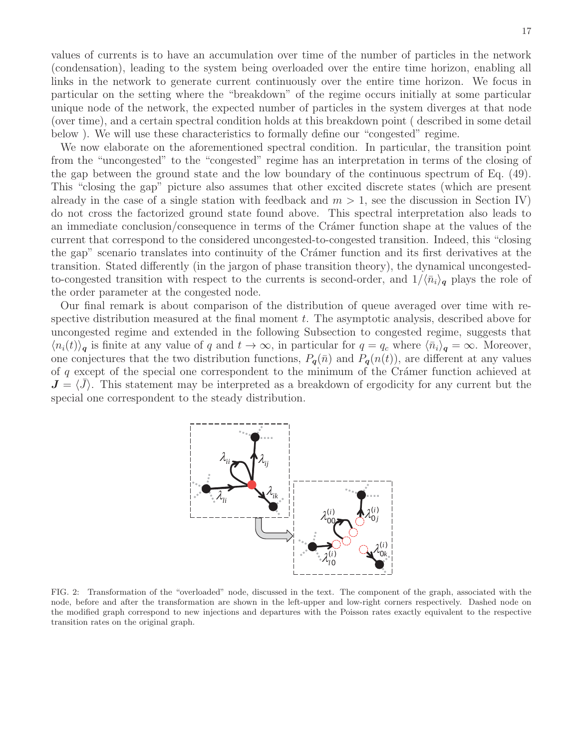values of currents is to have an accumulation over time of the number of particles in the network (condensation), leading to the system being overloaded over the entire time horizon, enabling all links in the network to generate current continuously over the entire time horizon. We focus in particular on the setting where the "breakdown" of the regime occurs initially at some particular unique node of the network, the expected number of particles in the system diverges at that node (over time), and a certain spectral condition holds at this breakdown point ( described in some detail below ). We will use these characteristics to formally define our "congested" regime.

We now elaborate on the aforementioned spectral condition. In particular, the transition point from the "uncongested" to the "congested" regime has an interpretation in terms of the closing of the gap between the ground state and the low boundary of the continuous spectrum of Eq. (49). This "closing the gap" picture also assumes that other excited discrete states (which are present already in the case of a single station with feedback and $m > 1$, see the discussion in Section IV) do not cross the factorized ground state found above. This spectral interpretation also leads to an immediate conclusion/consequence in terms of the Crámer function shape at the values of the current that correspond to the considered uncongested-to-congested transition. Indeed, this "closing the gap" scenario translates into continuity of the Crámer function and its first derivatives at the transition. Stated differently (in the jargon of phase transition theory), the dynamical uncongested-to-congested transition with respect to the currents is second-order, and $1/\langle \bar{n}_i \rangle_{\boldsymbol{q}}$ plays the role of the order parameter at the congested node.

Our final remark is about comparison of the distribution of queue averaged over time with respective distribution measured at the final moment $t$. The asymptotic analysis, described above for uncongested regime and extended in the following Subsection to congested regime, suggests that $\langle n_i(t) \rangle_{\boldsymbol{q}}$ is finite at any value of $q$ and $t \to \infty$, in particular for $q = q_c$ where $\langle \bar{n}_i \rangle_{\boldsymbol{q}} = \infty$. Moreover, one conjectures that the two distribution functions, $P_{\boldsymbol{q}}(\bar{n})$ and $P_{\boldsymbol{q}}(n(t))$, are different at any values of $q$ except of the special one correspondent to the minimum of the Crámer function achieved at $\boldsymbol{J} = \langle \bar{J} \rangle$. This statement may be interpreted as a breakdown of ergodicity for any current but the special one correspondent to the steady distribution.

FIG. 2: Transformation of the "overloaded" node, discussed in the text. The component of the graph, associated with the node, before and after the transformation are shown in the left-upper and low-right corners respectively. Dashed node on the modified graph correspond to new injections and departures with the Poisson rates exactly equivalent to the respective transition rates on the original graph.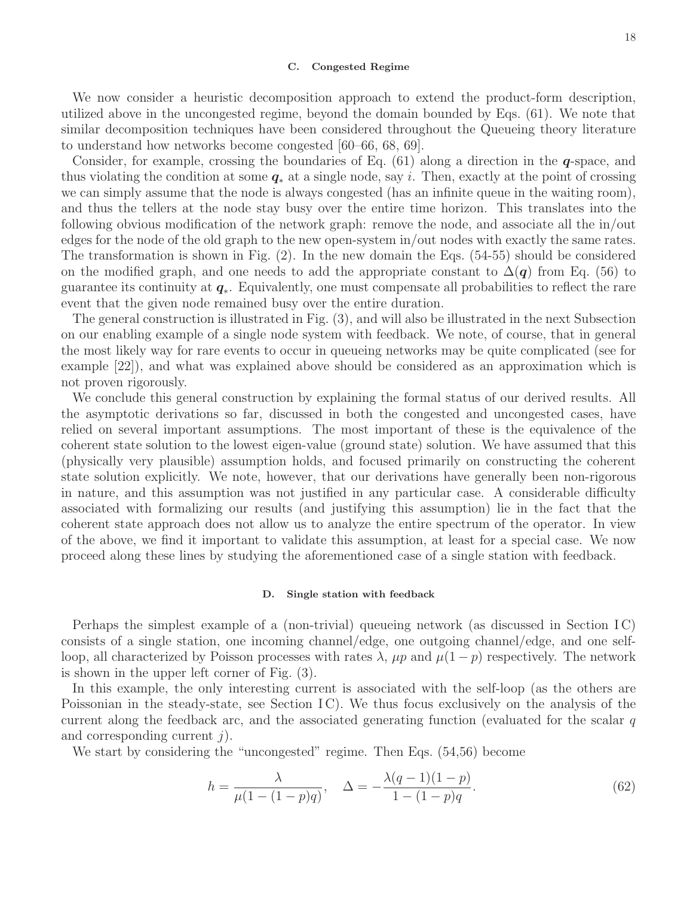### C. Congested Regime

We now consider a heuristic decomposition approach to extend the product-form description, utilized above in the uncongested regime, beyond the domain bounded by Eqs. (61). We note that similar decomposition techniques have been considered throughout the Queueing theory literature to understand how networks become congested [60–66, 68, 69].

Consider, for example, crossing the boundaries of Eq. (61) along a direction in the $\boldsymbol{q}$-space, and thus violating the condition at some $\boldsymbol{q}_*$ at a single node, say $i$. Then, exactly at the point of crossing we can simply assume that the node is always congested (has an infinite queue in the waiting room), and thus the tellers at the node stay busy over the entire time horizon. This translates into the following obvious modification of the network graph: remove the node, and associate all the in/out edges for the node of the old graph to the new open-system in/out nodes with exactly the same rates. The transformation is shown in Fig. (2). In the new domain the Eqs. (54-55) should be considered on the modified graph, and one needs to add the appropriate constant to $\Delta(\boldsymbol{q})$ from Eq. (56) to guarantee its continuity at $\boldsymbol{q}_*$. Equivalently, one must compensate all probabilities to reflect the rare event that the given node remained busy over the entire duration.

The general construction is illustrated in Fig. (3), and will also be illustrated in the next Subsection on our enabling example of a single node system with feedback. We note, of course, that in general the most likely way for rare events to occur in queueing networks may be quite complicated (see for example [22]), and what was explained above should be considered as an approximation which is not proven rigorously.

We conclude this general construction by explaining the formal status of our derived results. All the asymptotic derivations so far, discussed in both the congested and uncongested cases, have relied on several important assumptions. The most important of these is the equivalence of the coherent state solution to the lowest eigen-value (ground state) solution. We have assumed that this (physically very plausible) assumption holds, and focused primarily on constructing the coherent state solution explicitly. We note, however, that our derivations have generally been non-rigorous in nature, and this assumption was not justified in any particular case. A considerable difficulty associated with formalizing our results (and justifying this assumption) lie in the fact that the coherent state approach does not allow us to analyze the entire spectrum of the operator. In view of the above, we find it important to validate this assumption, at least for a special case. We now proceed along these lines by studying the aforementioned case of a single station with feedback.

### D. Single station with feedback

Perhaps the simplest example of a (non-trivial) queueing network (as discussed in Section I C) consists of a single station, one incoming channel/edge, one outgoing channel/edge, and one self-loop, all characterized by Poisson processes with rates $\lambda$, $\mu p$ and $\mu(1-p)$ respectively. The network is shown in the upper left corner of Fig. (3).

In this example, the only interesting current is associated with the self-loop (as the others are Poissonian in the steady-state, see Section I C). We thus focus exclusively on the analysis of the current along the feedback arc, and the associated generating function (evaluated for the scalar $q$ and corresponding current $j$).

We start by considering the "uncongested" regime. Then Eqs. (54,56) become

$$h = \frac{\lambda}{\mu(1-(1-p)q)}, \quad \Delta = -\frac{\lambda(q-1)(1-p)}{1-(1-p)q}. \tag{62}$$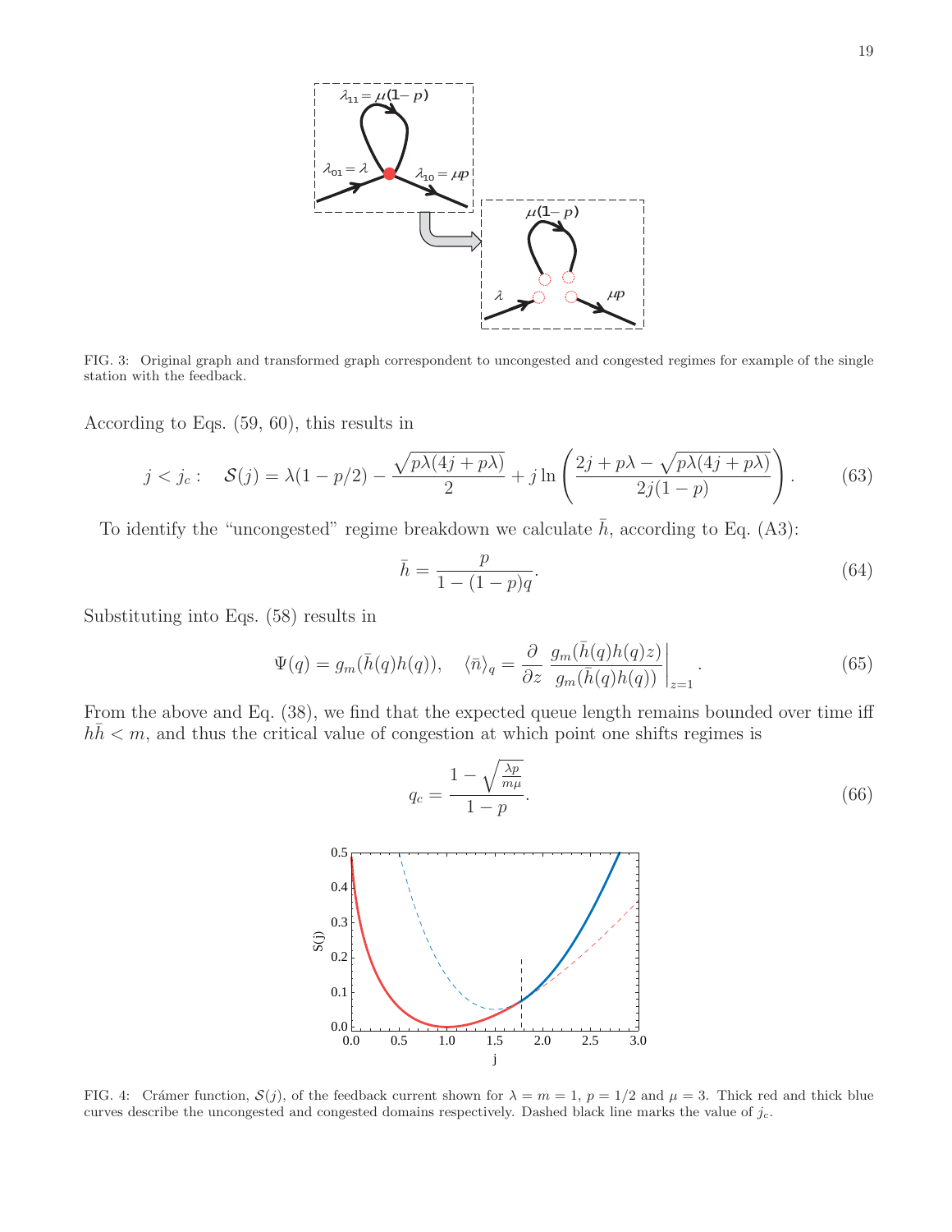$\lambda_{11} = \mu(1-p)$

$\lambda_{01} = \lambda$

$\lambda_{10} = \mu p$

$\mu(1-p)$

$\lambda$

$\mu p$

FIG. 3: Original graph and transformed graph correspondent to uncongested and congested regimes for example of the single station with the feedback.

According to Eqs. (59, 60), this results in

$$
j < j_c : \quad \mathcal{S}(j) = \lambda(1 - p/2) - \frac{\sqrt{p\lambda(4j + p\lambda)}}{2} + j \ln\left(\frac{2j + p\lambda - \sqrt{p\lambda(4j + p\lambda)}}{2j(1-p)}\right). \tag{63}
$$

To identify the "uncongested" regime breakdown we calculate $\bar{h}$, according to Eq. (A3):

$$
\bar{h} = \frac{p}{1 - (1-p)q}. \tag{64}
$$

Substituting into Eqs. (58) results in

$$
\Psi(q) = g_m(\bar{h}(q)h(q)), \quad \langle \bar{n} \rangle_q = \frac{\partial}{\partial z} \left. \frac{g_m(\bar{h}(q)h(q)z)}{g_m(\bar{h}(q)h(q))} \right|_{z=1}. \tag{65}
$$

From the above and Eq. (38), we find that the expected queue length remains bounded over time iff $h\bar{h} < m$, and thus the critical value of congestion at which point one shifts regimes is

$$
q_c = \frac{1 - \sqrt{\frac{\lambda p}{m\mu}}}{1-p}. \tag{66}
$$

S(j)

0.0
0.1
0.2
0.3
0.4
0.5

j

0.0
0.5
1.0
1.5
2.0
2.5
3.0

FIG. 4: Crámer function, $\mathcal{S}(j)$, of the feedback current shown for $\lambda = m = 1$, $p = 1/2$ and $\mu = 3$. Thick red and thick blue curves describe the uncongested and congested domains respectively. Dashed black line marks the value of $j_c$.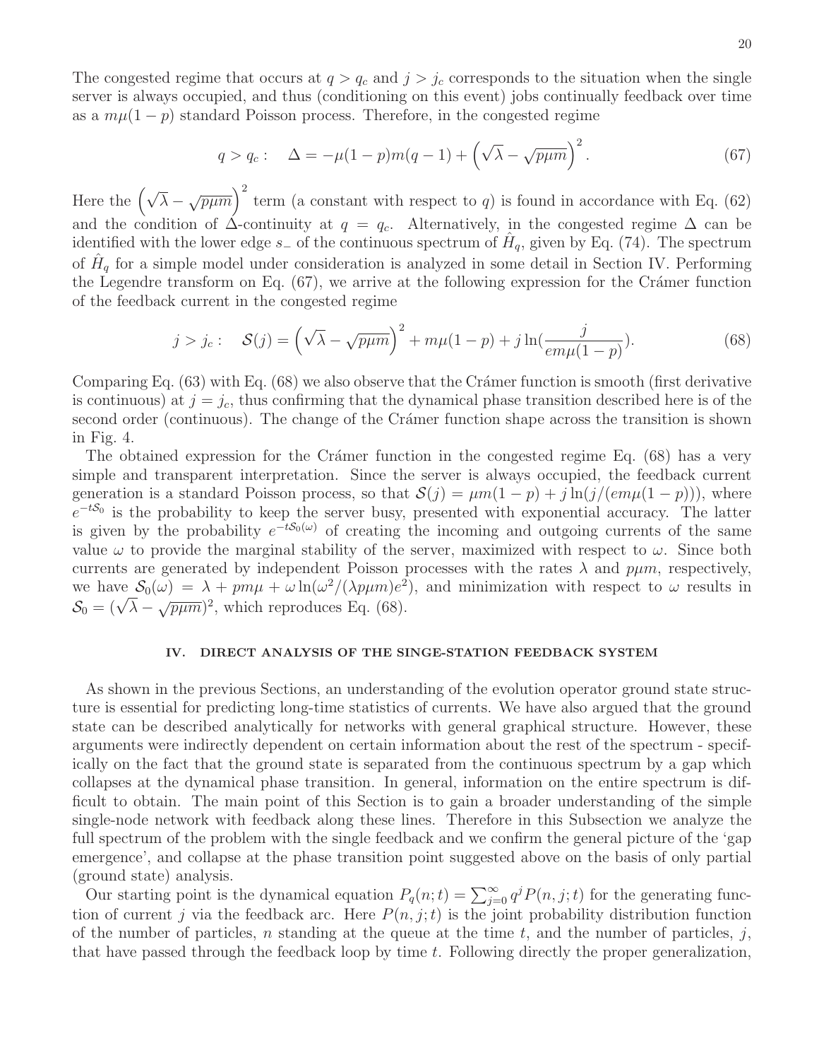The congested regime that occurs at $q > q_c$ and $j > j_c$ corresponds to the situation when the single server is always occupied, and thus (conditioning on this event) jobs continually feedback over time as a $m\mu(1-p)$ standard Poisson process. Therefore, in the congested regime

$$q > q_c: \quad \Delta = -\mu(1-p)m(q-1) + \left(\sqrt{\lambda} - \sqrt{p\mu m}\right)^2. \tag{67}$$

Here the $\left(\sqrt{\lambda} - \sqrt{p\mu m}\right)^2$ term (a constant with respect to $q$) is found in accordance with Eq. (62) and the condition of $\Delta$-continuity at $q = q_c$. Alternatively, in the congested regime $\Delta$ can be identified with the lower edge $s_-$ of the continuous spectrum of $\hat{H}_q$, given by Eq. (74). The spectrum of $\hat{H}_q$ for a simple model under consideration is analyzed in some detail in Section IV. Performing the Legendre transform on Eq. (67), we arrive at the following expression for the Crámer function of the feedback current in the congested regime

$$j > j_c: \quad \mathcal{S}(j) = \left(\sqrt{\lambda} - \sqrt{p\mu m}\right)^2 + m\mu(1-p) + j\ln\left(\frac{j}{em\mu(1-p)}\right). \tag{68}$$

Comparing Eq. (63) with Eq. (68) we also observe that the Crámer function is smooth (first derivative is continuous) at $j = j_c$, thus confirming that the dynamical phase transition described here is of the second order (continuous). The change of the Crámer function shape across the transition is shown in Fig. 4.

The obtained expression for the Crámer function in the congested regime Eq. (68) has a very simple and transparent interpretation. Since the server is always occupied, the feedback current generation is a standard Poisson process, so that $\mathcal{S}(j) = \mu m(1-p) + j\ln(j/(em\mu(1-p)))$, where $e^{-t\mathcal{S}_0}$ is the probability to keep the server busy, presented with exponential accuracy. The latter is given by the probability $e^{-t\mathcal{S}_0(\omega)}$ of creating the incoming and outgoing currents of the same value $\omega$ to provide the marginal stability of the server, maximized with respect to $\omega$. Since both currents are generated by independent Poisson processes with the rates $\lambda$ and $p\mu m$, respectively, we have $\mathcal{S}_0(\omega) = \lambda + pm\mu + \omega\ln(\omega^2/(\lambda p\mu m)e^2)$, and minimization with respect to $\omega$ results in $\mathcal{S}_0 = (\sqrt{\lambda} - \sqrt{p\mu m})^2$, which reproduces Eq. (68).

## IV. DIRECT ANALYSIS OF THE SINGE-STATION FEEDBACK SYSTEM

As shown in the previous Sections, an understanding of the evolution operator ground state structure is essential for predicting long-time statistics of currents. We have also argued that the ground state can be described analytically for networks with general graphical structure. However, these arguments were indirectly dependent on certain information about the rest of the spectrum - specifically on the fact that the ground state is separated from the continuous spectrum by a gap which collapses at the dynamical phase transition. In general, information on the entire spectrum is difficult to obtain. The main point of this Section is to gain a broader understanding of the simple single-node network with feedback along these lines. Therefore in this Subsection we analyze the full spectrum of the problem with the single feedback and we confirm the general picture of the 'gap emergence', and collapse at the phase transition point suggested above on the basis of only partial (ground state) analysis.

Our starting point is the dynamical equation $P_q(n;t) = \sum_{j=0}^{\infty} q^j P(n,j;t)$ for the generating function of current $j$ via the feedback arc. Here $P(n,j;t)$ is the joint probability distribution function of the number of particles, $n$ standing at the queue at the time $t$, and the number of particles, $j$, that have passed through the feedback loop by time $t$. Following directly the proper generalization,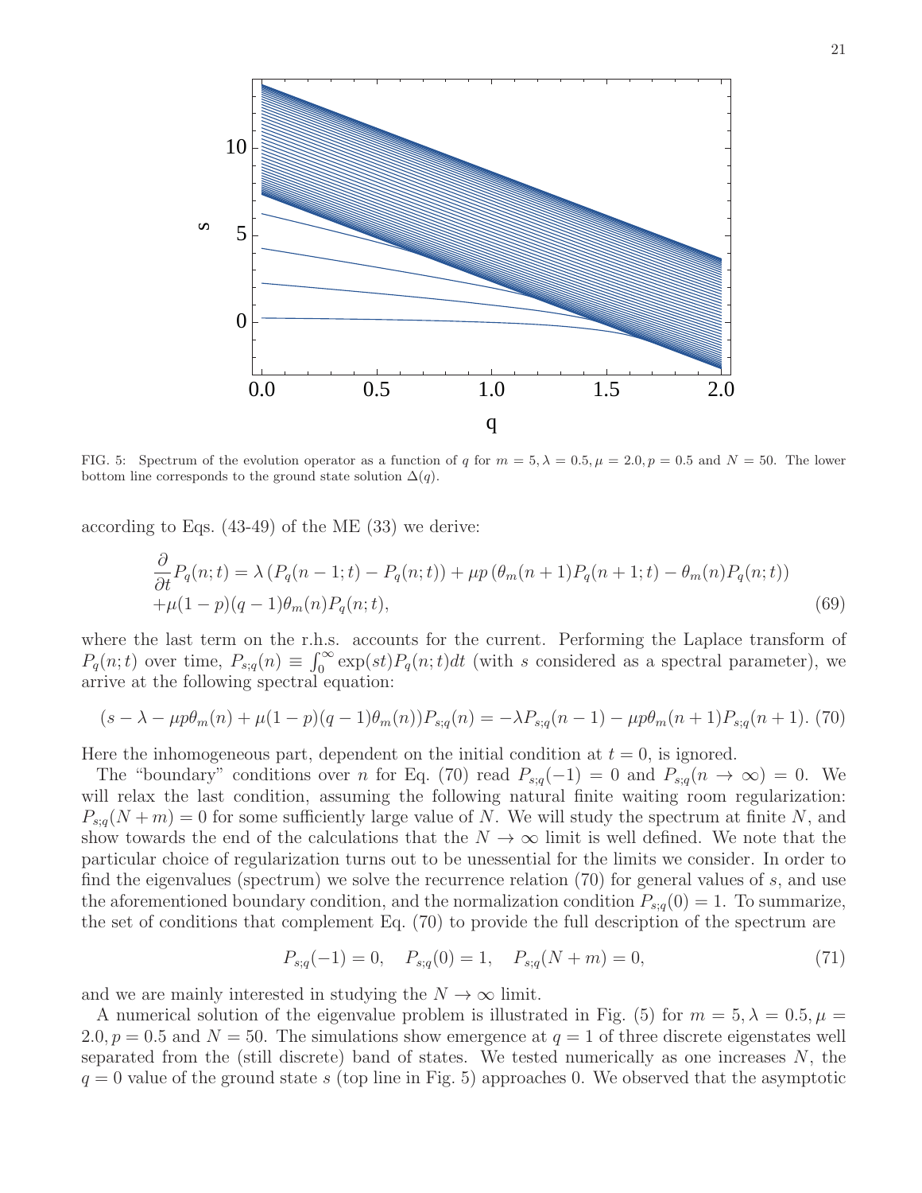s

q

10

5

0

0.0 0.5 1.0 1.5 2.0

FIG. 5: Spectrum of the evolution operator as a function of $q$ for $m = 5, \lambda = 0.5, \mu = 2.0, p = 0.5$ and $N = 50$. The lower bottom line corresponds to the ground state solution $\Delta(q)$.

according to Eqs. (43-49) of the ME (33) we derive:

$$
\frac{\partial}{\partial t} P_q(n;t) = \lambda \left( P_q(n-1;t) - P_q(n;t) \right) + \mu p \left( \theta_m(n+1) P_q(n+1;t) - \theta_m(n) P_q(n;t) \right) \\
+ \mu(1-p)(q-1)\theta_m(n) P_q(n;t), \tag{69}
$$

where the last term on the r.h.s. accounts for the current. Performing the Laplace transform of $P_q(n;t)$ over time, $P_{s;q}(n) \equiv \int_0^\infty \exp(st) P_q(n;t) dt$ (with $s$ considered as a spectral parameter), we arrive at the following spectral equation:

$$
(s - \lambda - \mu p \theta_m(n) + \mu(1-p)(q-1)\theta_m(n)) P_{s;q}(n) = -\lambda P_{s;q}(n-1) - \mu p \theta_m(n+1) P_{s;q}(n+1). \tag{70}
$$

Here the inhomogeneous part, dependent on the initial condition at $t = 0$, is ignored.

The "boundary" conditions over $n$ for Eq. (70) read $P_{s;q}(-1) = 0$ and $P_{s;q}(n \to \infty) = 0$. We will relax the last condition, assuming the following natural finite waiting room regularization: $P_{s;q}(N + m) = 0$ for some sufficiently large value of $N$. We will study the spectrum at finite $N$, and show towards the end of the calculations that the $N \to \infty$ limit is well defined. We note that the particular choice of regularization turns out to be unessential for the limits we consider. In order to find the eigenvalues (spectrum) we solve the recurrence relation (70) for general values of $s$, and use the aforementioned boundary condition, and the normalization condition $P_{s;q}(0) = 1$. To summarize, the set of conditions that complement Eq. (70) to provide the full description of the spectrum are

$$
P_{s;q}(-1) = 0, \quad P_{s;q}(0) = 1, \quad P_{s;q}(N + m) = 0, \tag{71}
$$

and we are mainly interested in studying the $N \to \infty$ limit.

A numerical solution of the eigenvalue problem is illustrated in Fig. (5) for $m = 5, \lambda = 0.5, \mu = 2.0, p = 0.5$ and $N = 50$. The simulations show emergence at $q = 1$ of three discrete eigenstates well separated from the (still discrete) band of states. We tested numerically as one increases $N$, the $q = 0$ value of the ground state $s$ (top line in Fig. 5) approaches 0. We observed that the asymptotic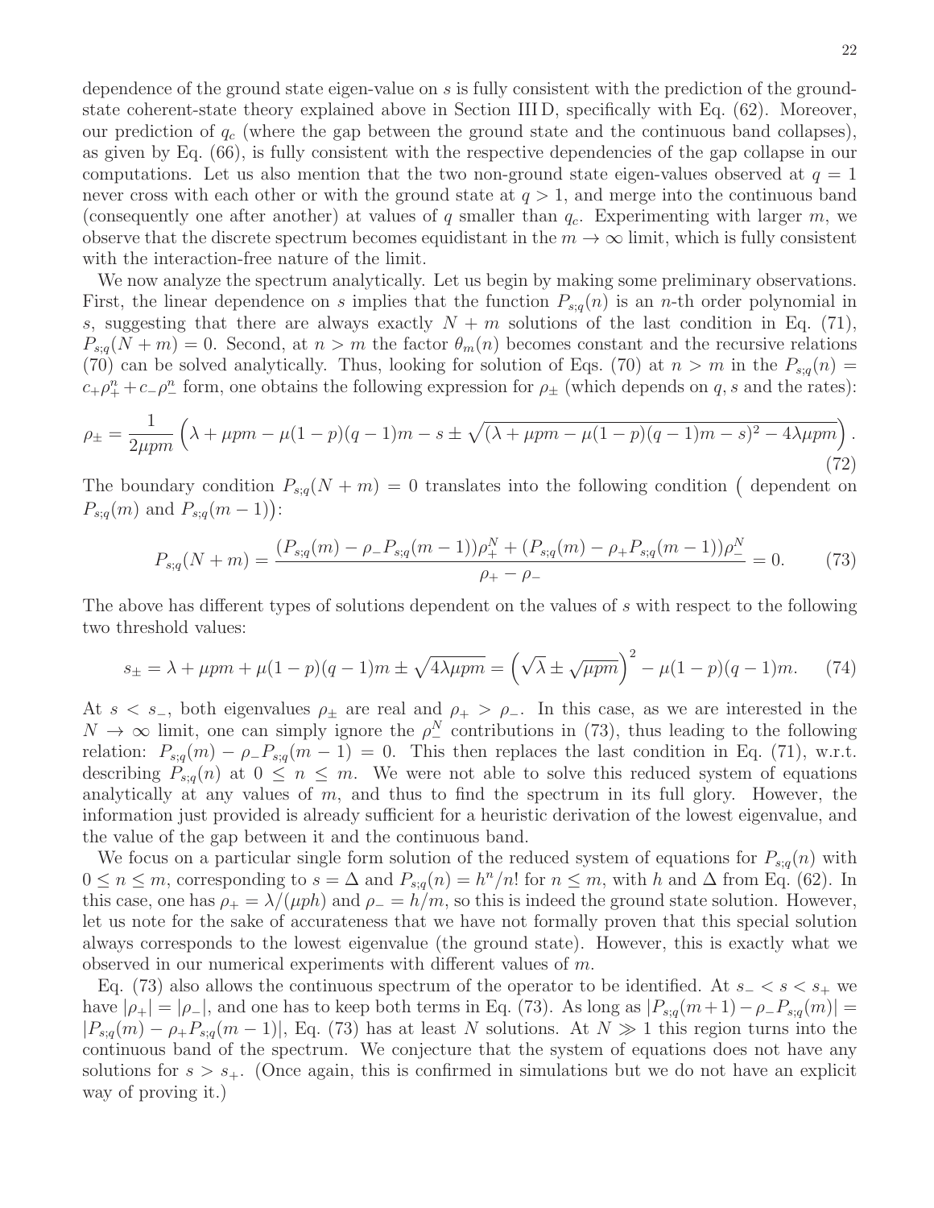dependence of the ground state eigen-value on $s$ is fully consistent with the prediction of the ground-state coherent-state theory explained above in Section III D, specifically with Eq. (62). Moreover, our prediction of $q_c$ (where the gap between the ground state and the continuous band collapses), as given by Eq. (66), is fully consistent with the respective dependencies of the gap collapse in our computations. Let us also mention that the two non-ground state eigen-values observed at $q = 1$ never cross with each other or with the ground state at $q > 1$, and merge into the continuous band (consequently one after another) at values of $q$ smaller than $q_c$. Experimenting with larger $m$, we observe that the discrete spectrum becomes equidistant in the $m \to \infty$ limit, which is fully consistent with the interaction-free nature of the limit.

We now analyze the spectrum analytically. Let us begin by making some preliminary observations. First, the linear dependence on $s$ implies that the function $P_{s;q}(n)$ is an $n$-th order polynomial in $s$, suggesting that there are always exactly $N + m$ solutions of the last condition in Eq. (71), $P_{s;q}(N + m) = 0$. Second, at $n > m$ the factor $\theta_m(n)$ becomes constant and the recursive relations (70) can be solved analytically. Thus, looking for solution of Eqs. (70) at $n > m$ in the $P_{s;q}(n) = c_+\rho_+^n + c_-\rho_-^n$ form, one obtains the following expression for $\rho_\pm$ (which depends on $q, s$ and the rates):

$$
\rho_\pm = \frac{1}{2\mu pm}\left(\lambda + \mu pm - \mu(1-p)(q-1)m - s \pm \sqrt{(\lambda + \mu pm - \mu(1-p)(q-1)m - s)^2 - 4\lambda\mu pm}\right). \tag{72}
$$

The boundary condition $P_{s;q}(N + m) = 0$ translates into the following condition $\big($ dependent on $P_{s;q}(m)$ and $P_{s;q}(m-1)\big)$:

$$
P_{s;q}(N+m) = \frac{(P_{s;q}(m) - \rho_- P_{s;q}(m-1))\rho_+^N + (P_{s;q}(m) - \rho_+ P_{s;q}(m-1))\rho_-^N}{\rho_+ - \rho_-} = 0. \tag{73}
$$

The above has different types of solutions dependent on the values of $s$ with respect to the following two threshold values:

$$
s_\pm = \lambda + \mu pm + \mu(1-p)(q-1)m \pm \sqrt{4\lambda\mu pm} = \left(\sqrt{\lambda} \pm \sqrt{\mu pm}\right)^2 - \mu(1-p)(q-1)m. \tag{74}
$$

At $s < s_-$, both eigenvalues $\rho_\pm$ are real and $\rho_+ > \rho_-$. In this case, as we are interested in the $N \to \infty$ limit, one can simply ignore the $\rho_-^N$ contributions in (73), thus leading to the following relation: $P_{s;q}(m) - \rho_- P_{s;q}(m-1) = 0$. This then replaces the last condition in Eq. (71), w.r.t. describing $P_{s;q}(n)$ at $0 \le n \le m$. We were not able to solve this reduced system of equations analytically at any values of $m$, and thus to find the spectrum in its full glory. However, the information just provided is already sufficient for a heuristic derivation of the lowest eigenvalue, and the value of the gap between it and the continuous band.

We focus on a particular single form solution of the reduced system of equations for $P_{s;q}(n)$ with $0 \le n \le m$, corresponding to $s = \Delta$ and $P_{s;q}(n) = h^n/n!$ for $n \le m$, with $h$ and $\Delta$ from Eq. (62). In this case, one has $\rho_+ = \lambda/(\mu ph)$ and $\rho_- = h/m$, so this is indeed the ground state solution. However, let us note for the sake of accurateness that we have not formally proven that this special solution always corresponds to the lowest eigenvalue (the ground state). However, this is exactly what we observed in our numerical experiments with different values of $m$.

Eq. (73) also allows the continuous spectrum of the operator to be identified. At $s_- < s < s_+$ we have $|\rho_+| = |\rho_-|$, and one has to keep both terms in Eq. (73). As long as $|P_{s;q}(m+1) - \rho_- P_{s;q}(m)| = |P_{s;q}(m) - \rho_+ P_{s;q}(m-1)|$, Eq. (73) has at least $N$ solutions. At $N \gg 1$ this region turns into the continuous band of the spectrum. We conjecture that the system of equations does not have any solutions for $s > s_+$. (Once again, this is confirmed in simulations but we do not have an explicit way of proving it.)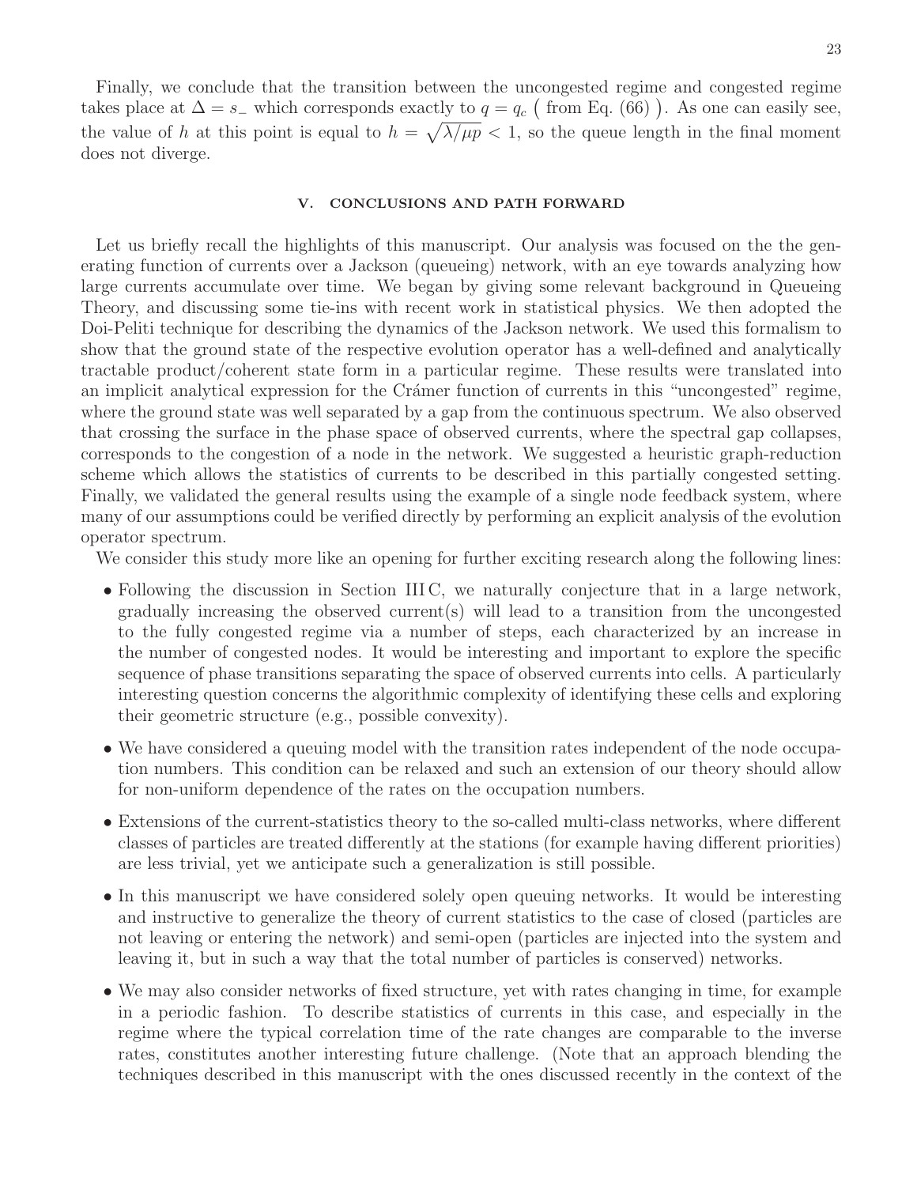Finally, we conclude that the transition between the uncongested regime and congested regime takes place at $\Delta = s_-$ which corresponds exactly to $q = q_c$ ( from Eq. (66) ). As one can easily see, the value of $h$ at this point is equal to $h = \sqrt{\lambda/\mu p} < 1$, so the queue length in the final moment does not diverge.

## V. CONCLUSIONS AND PATH FORWARD

Let us briefly recall the highlights of this manuscript. Our analysis was focused on the the generating function of currents over a Jackson (queueing) network, with an eye towards analyzing how large currents accumulate over time. We began by giving some relevant background in Queueing Theory, and discussing some tie-ins with recent work in statistical physics. We then adopted the Doi-Peliti technique for describing the dynamics of the Jackson network. We used this formalism to show that the ground state of the respective evolution operator has a well-defined and analytically tractable product/coherent state form in a particular regime. These results were translated into an implicit analytical expression for the Crámer function of currents in this "uncongested" regime, where the ground state was well separated by a gap from the continuous spectrum. We also observed that crossing the surface in the phase space of observed currents, where the spectral gap collapses, corresponds to the congestion of a node in the network. We suggested a heuristic graph-reduction scheme which allows the statistics of currents to be described in this partially congested setting. Finally, we validated the general results using the example of a single node feedback system, where many of our assumptions could be verified directly by performing an explicit analysis of the evolution operator spectrum.

We consider this study more like an opening for further exciting research along the following lines:

- Following the discussion in Section III C, we naturally conjecture that in a large network, gradually increasing the observed current(s) will lead to a transition from the uncongested to the fully congested regime via a number of steps, each characterized by an increase in the number of congested nodes. It would be interesting and important to explore the specific sequence of phase transitions separating the space of observed currents into cells. A particularly interesting question concerns the algorithmic complexity of identifying these cells and exploring their geometric structure (e.g., possible convexity).
- We have considered a queuing model with the transition rates independent of the node occupation numbers. This condition can be relaxed and such an extension of our theory should allow for non-uniform dependence of the rates on the occupation numbers.
- Extensions of the current-statistics theory to the so-called multi-class networks, where different classes of particles are treated differently at the stations (for example having different priorities) are less trivial, yet we anticipate such a generalization is still possible.
- In this manuscript we have considered solely open queuing networks. It would be interesting and instructive to generalize the theory of current statistics to the case of closed (particles are not leaving or entering the network) and semi-open (particles are injected into the system and leaving it, but in such a way that the total number of particles is conserved) networks.
- We may also consider networks of fixed structure, yet with rates changing in time, for example in a periodic fashion. To describe statistics of currents in this case, and especially in the regime where the typical correlation time of the rate changes are comparable to the inverse rates, constitutes another interesting future challenge. (Note that an approach blending the techniques described in this manuscript with the ones discussed recently in the context of the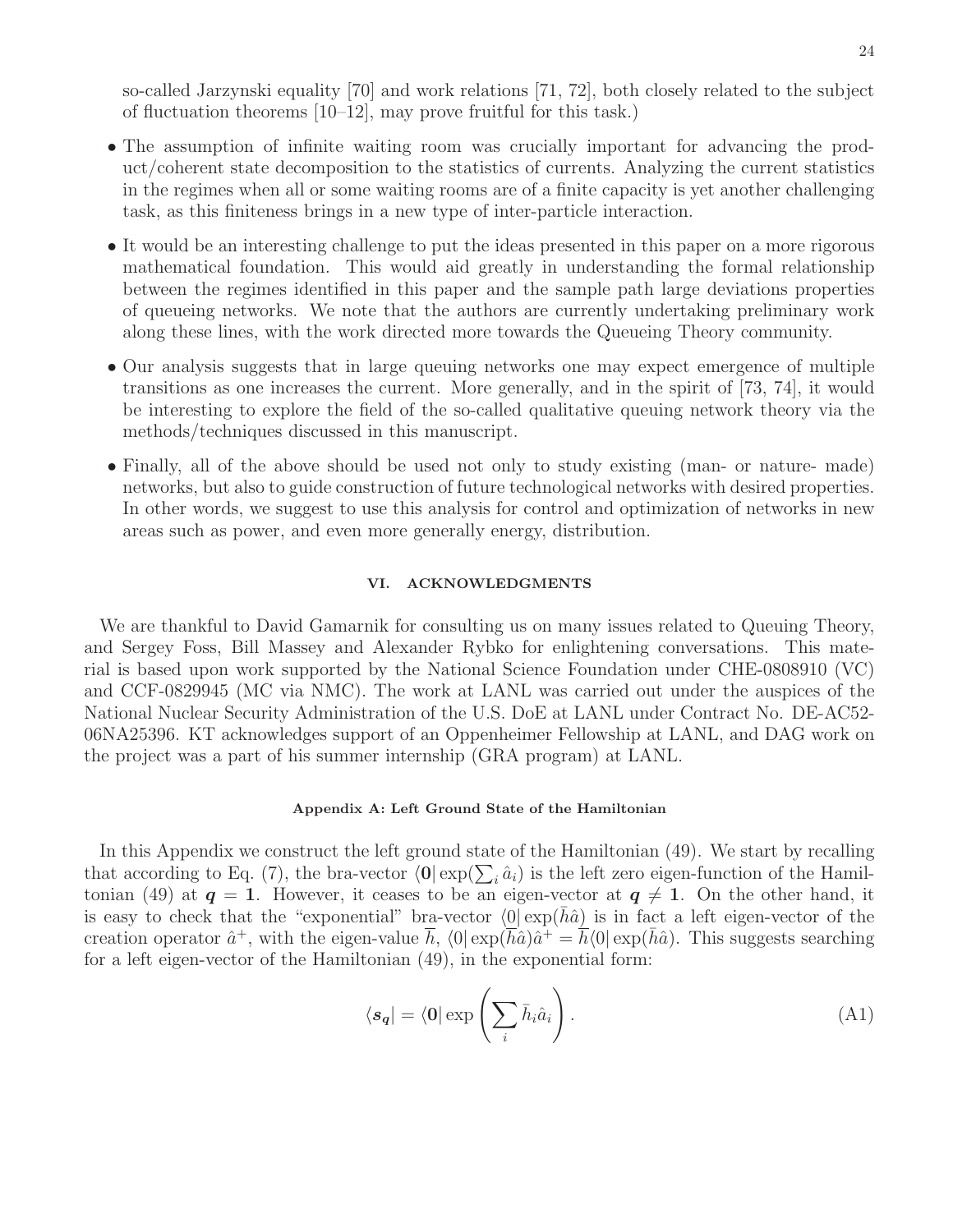so-called Jarzynski equality [70] and work relations [71, 72], both closely related to the subject of fluctuation theorems [10–12], may prove fruitful for this task.)

- The assumption of infinite waiting room was crucially important for advancing the product/coherent state decomposition to the statistics of currents. Analyzing the current statistics in the regimes when all or some waiting rooms are of a finite capacity is yet another challenging task, as this finiteness brings in a new type of inter-particle interaction.
- It would be an interesting challenge to put the ideas presented in this paper on a more rigorous mathematical foundation. This would aid greatly in understanding the formal relationship between the regimes identified in this paper and the sample path large deviations properties of queueing networks. We note that the authors are currently undertaking preliminary work along these lines, with the work directed more towards the Queueing Theory community.
- Our analysis suggests that in large queuing networks one may expect emergence of multiple transitions as one increases the current. More generally, and in the spirit of [73, 74], it would be interesting to explore the field of the so-called qualitative queuing network theory via the methods/techniques discussed in this manuscript.
- Finally, all of the above should be used not only to study existing (man- or nature- made) networks, but also to guide construction of future technological networks with desired properties. In other words, we suggest to use this analysis for control and optimization of networks in new areas such as power, and even more generally energy, distribution.

## VI. ACKNOWLEDGMENTS

We are thankful to David Gamarnik for consulting us on many issues related to Queuing Theory, and Sergey Foss, Bill Massey and Alexander Rybko for enlightening conversations. This material is based upon work supported by the National Science Foundation under CHE-0808910 (VC) and CCF-0829945 (MC via NMC). The work at LANL was carried out under the auspices of the National Nuclear Security Administration of the U.S. DoE at LANL under Contract No. DE-AC52-06NA25396. KT acknowledges support of an Oppenheimer Fellowship at LANL, and DAG work on the project was a part of his summer internship (GRA program) at LANL.

### Appendix A: Left Ground State of the Hamiltonian

In this Appendix we construct the left ground state of the Hamiltonian (49). We start by recalling that according to Eq. (7), the bra-vector $\langle \mathbf{0}| \exp(\sum_i \hat{a}_i)$ is the left zero eigen-function of the Hamiltonian (49) at $\boldsymbol{q} = \mathbf{1}$. However, it ceases to be an eigen-vector at $\boldsymbol{q} \neq \mathbf{1}$. On the other hand, it is easy to check that the "exponential" bra-vector $\langle 0| \exp(\bar{h}\hat{a})$ is in fact a left eigen-vector of the creation operator $\hat{a}^+$, with the eigen-value $\bar{h}$, $\langle 0| \exp(\bar{h}\hat{a})\hat{a}^+ = \bar{h}\langle 0| \exp(\bar{h}\hat{a})$. This suggests searching for a left eigen-vector of the Hamiltonian (49), in the exponential form:

$$\langle \boldsymbol{s_q}| = \langle \mathbf{0}| \exp\left(\sum_i \bar{h}_i \hat{a}_i\right). \tag{A1}$$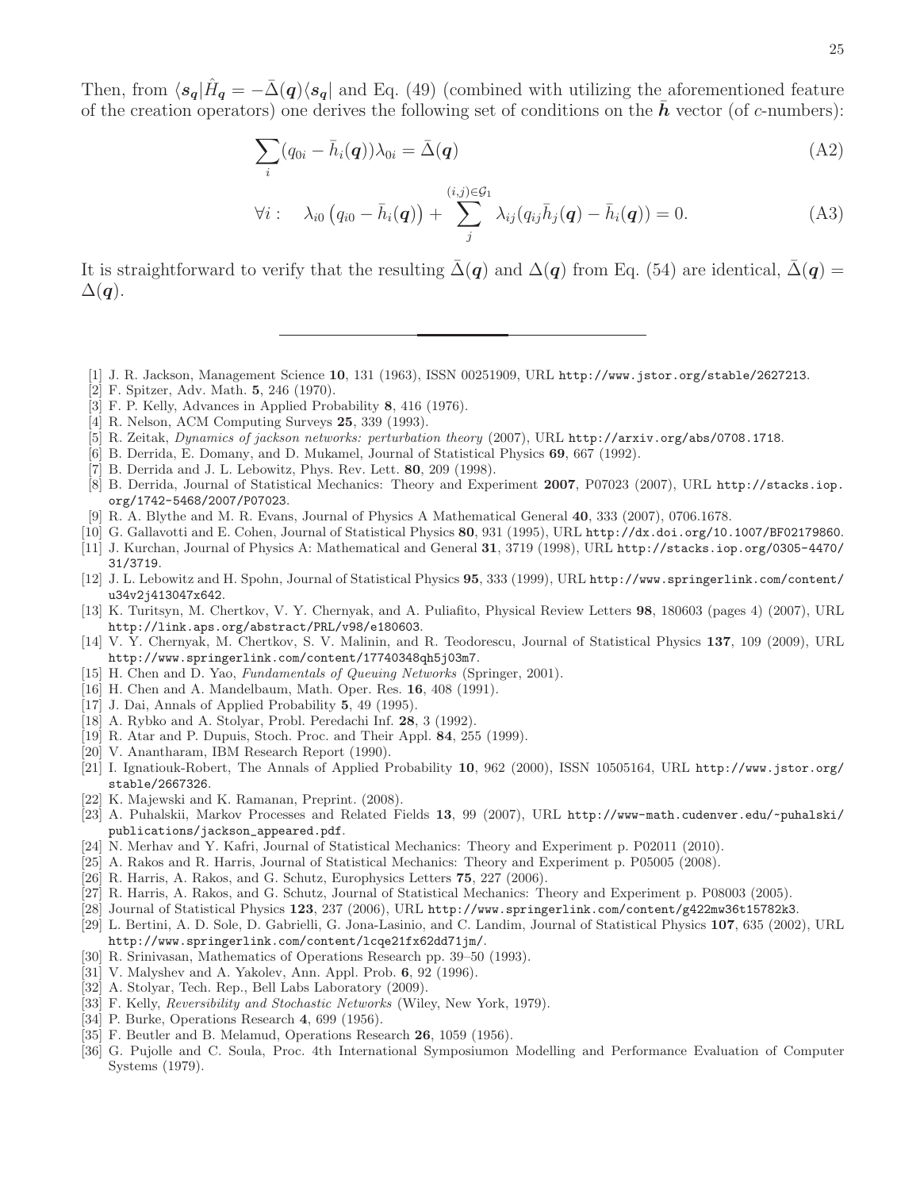Then, from $\langle \boldsymbol{s_q}|\hat{H}_{\boldsymbol{q}} = -\bar{\Delta}(\boldsymbol{q})\langle \boldsymbol{s_q}|$ and Eq. (49) (combined with utilizing the aforementioned feature of the creation operators) one derives the following set of conditions on the $\bar{\boldsymbol{h}}$ vector (of $c$-numbers):

$$\sum_i (q_{0i} - \bar{h}_i(\boldsymbol{q}))\lambda_{0i} = \bar{\Delta}(\boldsymbol{q}) \tag{A2}$$

$$\forall i: \quad \lambda_{i0}\left(q_{i0} - \bar{h}_i(\boldsymbol{q})\right) + \sum_j^{(i,j)\in\mathcal{G}_1} \lambda_{ij}(q_{ij}\bar{h}_j(\boldsymbol{q}) - \bar{h}_i(\boldsymbol{q})) = 0. \tag{A3}$$

It is straightforward to verify that the resulting $\bar{\Delta}(\boldsymbol{q})$ and $\Delta(\boldsymbol{q})$ from Eq. (54) are identical, $\bar{\Delta}(\boldsymbol{q}) = \Delta(\boldsymbol{q})$.

---

[1] J. R. Jackson, Management Science **10**, 131 (1963), ISSN 00251909, URL http://www.jstor.org/stable/2627213.
[2] F. Spitzer, Adv. Math. **5**, 246 (1970).
[3] F. P. Kelly, Advances in Applied Probability **8**, 416 (1976).
[4] R. Nelson, ACM Computing Surveys **25**, 339 (1993).
[5] R. Zeitak, *Dynamics of jackson networks: perturbation theory* (2007), URL http://arxiv.org/abs/0708.1718.
[6] B. Derrida, E. Domany, and D. Mukamel, Journal of Statistical Physics **69**, 667 (1992).
[7] B. Derrida and J. L. Lebowitz, Phys. Rev. Lett. **80**, 209 (1998).
[8] B. Derrida, Journal of Statistical Mechanics: Theory and Experiment **2007**, P07023 (2007), URL http://stacks.iop.org/1742-5468/2007/P07023.
[9] R. A. Blythe and M. R. Evans, Journal of Physics A Mathematical General **40**, 333 (2007), 0706.1678.
[10] G. Gallavotti and E. Cohen, Journal of Statistical Physics **80**, 931 (1995), URL http://dx.doi.org/10.1007/BF02179860.
[11] J. Kurchan, Journal of Physics A: Mathematical and General **31**, 3719 (1998), URL http://stacks.iop.org/0305-4470/31/3719.
[12] J. L. Lebowitz and H. Spohn, Journal of Statistical Physics **95**, 333 (1999), URL http://www.springerlink.com/content/u34v2j413047x642.
[13] K. Turitsyn, M. Chertkov, V. Y. Chernyak, and A. Puliafito, Physical Review Letters **98**, 180603 (pages 4) (2007), URL http://link.aps.org/abstract/PRL/v98/e180603.
[14] V. Y. Chernyak, M. Chertkov, S. V. Malinin, and R. Teodorescu, Journal of Statistical Physics **137**, 109 (2009), URL http://www.springerlink.com/content/17740348qh5j03m7.
[15] H. Chen and D. Yao, *Fundamentals of Queuing Networks* (Springer, 2001).
[16] H. Chen and A. Mandelbaum, Math. Oper. Res. **16**, 408 (1991).
[17] J. Dai, Annals of Applied Probability **5**, 49 (1995).
[18] A. Rybko and A. Stolyar, Probl. Peredachi Inf. **28**, 3 (1992).
[19] R. Atar and P. Dupuis, Stoch. Proc. and Their Appl. **84**, 255 (1999).
[20] V. Anantharam, IBM Research Report (1990).
[21] I. Ignatiouk-Robert, The Annals of Applied Probability **10**, 962 (2000), ISSN 10505164, URL http://www.jstor.org/stable/2667326.
[22] K. Majewski and K. Ramanan, Preprint. (2008).
[23] A. Puhalskii, Markov Processes and Related Fields **13**, 99 (2007), URL http://www-math.cudenver.edu/~puhalski/publications/jackson_appeared.pdf.
[24] N. Merhav and Y. Kafri, Journal of Statistical Mechanics: Theory and Experiment p. P02011 (2010).
[25] A. Rakos and R. Harris, Journal of Statistical Mechanics: Theory and Experiment p. P05005 (2008).
[26] R. Harris, A. Rakos, and G. Schutz, Europhysics Letters **75**, 227 (2006).
[27] R. Harris, A. Rakos, and G. Schutz, Journal of Statistical Mechanics: Theory and Experiment p. P08003 (2005).
[28] Journal of Statistical Physics **123**, 237 (2006), URL http://www.springerlink.com/content/g422mw36t15782k3.
[29] L. Bertini, A. D. Sole, D. Gabrielli, G. Jona-Lasinio, and C. Landim, Journal of Statistical Physics **107**, 635 (2002), URL http://www.springerlink.com/content/lcqe21fx62dd71jm/.
[30] R. Srinivasan, Mathematics of Operations Research pp. 39–50 (1993).
[31] V. Malyshev and A. Yakolev, Ann. Appl. Prob. **6**, 92 (1996).
[32] A. Stolyar, Tech. Rep., Bell Labs Laboratory (2009).
[33] F. Kelly, *Reversibility and Stochastic Networks* (Wiley, New York, 1979).
[34] P. Burke, Operations Research **4**, 699 (1956).
[35] F. Beutler and B. Melamud, Operations Research **26**, 1059 (1956).
[36] G. Pujolle and C. Soula, Proc. 4th International Symposiumon Modelling and Performance Evaluation of Computer Systems (1979).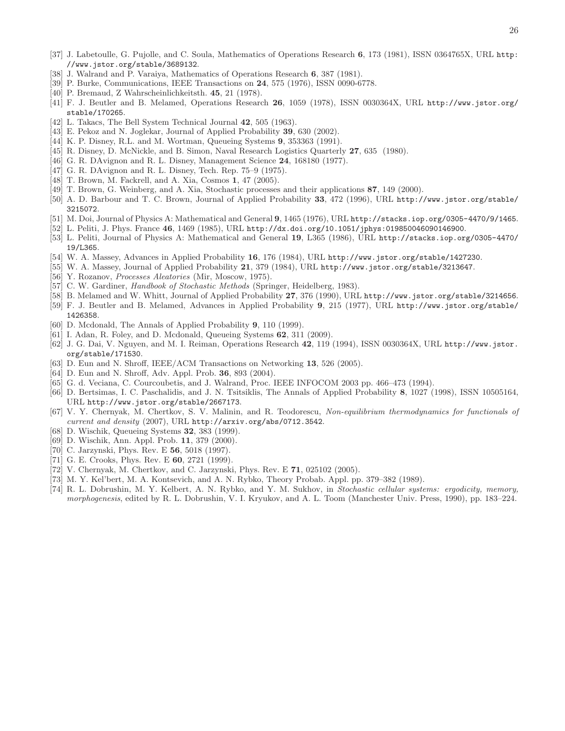[37] J. Labetoulle, G. Pujolle, and C. Soula, Mathematics of Operations Research **6**, 173 (1981), ISSN 0364765X, URL http://www.jstor.org/stable/3689132.
[38] J. Walrand and P. Varaiya, Mathematics of Operations Research **6**, 387 (1981).
[39] P. Burke, Communications, IEEE Transactions on **24**, 575 (1976), ISSN 0090-6778.
[40] P. Bremaud, Z Wahrscheinlichkeitsth. **45**, 21 (1978).
[41] F. J. Beutler and B. Melamed, Operations Research **26**, 1059 (1978), ISSN 0030364X, URL http://www.jstor.org/stable/170265.
[42] L. Takacs, The Bell System Technical Journal **42**, 505 (1963).
[43] E. Pekoz and N. Joglekar, Journal of Applied Probability **39**, 630 (2002).
[44] K. P. Disney, R.L. and M. Wortman, Queueing Systems **9**, 353363 (1991).
[45] R. Disney, D. McNickle, and B. Simon, Naval Research Logistics Quarterly **27**, 635 (1980).
[46] G. R. DAvignon and R. L. Disney, Management Science **24**, 168180 (1977).
[47] G. R. DAvignon and R. L. Disney, Tech. Rep. 75–9 (1975).
[48] T. Brown, M. Fackrell, and A. Xia, Cosmos **1**, 47 (2005).
[49] T. Brown, G. Weinberg, and A. Xia, Stochastic processes and their applications **87**, 149 (2000).
[50] A. D. Barbour and T. C. Brown, Journal of Applied Probability **33**, 472 (1996), URL http://www.jstor.org/stable/3215072.
[51] M. Doi, Journal of Physics A: Mathematical and General **9**, 1465 (1976), URL http://stacks.iop.org/0305-4470/9/1465.
[52] L. Peliti, J. Phys. France **46**, 1469 (1985), URL http://dx.doi.org/10.1051/jphys:019850046090146900.
[53] L. Peliti, Journal of Physics A: Mathematical and General **19**, L365 (1986), URL http://stacks.iop.org/0305-4470/19/L365.
[54] W. A. Massey, Advances in Applied Probability **16**, 176 (1984), URL http://www.jstor.org/stable/1427230.
[55] W. A. Massey, Journal of Applied Probability **21**, 379 (1984), URL http://www.jstor.org/stable/3213647.
[56] Y. Rozanov, *Processes Aleatories* (Mir, Moscow, 1975).
[57] C. W. Gardiner, *Handbook of Stochastic Methods* (Springer, Heidelberg, 1983).
[58] B. Melamed and W. Whitt, Journal of Applied Probability **27**, 376 (1990), URL http://www.jstor.org/stable/3214656.
[59] F. J. Beutler and B. Melamed, Advances in Applied Probability **9**, 215 (1977), URL http://www.jstor.org/stable/1426358.
[60] D. Mcdonald, The Annals of Applied Probability **9**, 110 (1999).
[61] I. Adan, R. Foley, and D. Mcdonald, Queueing Systems **62**, 311 (2009).
[62] J. G. Dai, V. Nguyen, and M. I. Reiman, Operations Research **42**, 119 (1994), ISSN 0030364X, URL http://www.jstor.org/stable/171530.
[63] D. Eun and N. Shroff, IEEE/ACM Transactions on Networking **13**, 526 (2005).
[64] D. Eun and N. Shroff, Adv. Appl. Prob. **36**, 893 (2004).
[65] G. d. Veciana, C. Courcoubetis, and J. Walrand, Proc. IEEE INFOCOM 2003 pp. 466–473 (1994).
[66] D. Bertsimas, I. C. Paschalidis, and J. N. Tsitsiklis, The Annals of Applied Probability **8**, 1027 (1998), ISSN 10505164, URL http://www.jstor.org/stable/2667173.
[67] V. Y. Chernyak, M. Chertkov, S. V. Malinin, and R. Teodorescu, *Non-equilibrium thermodynamics for functionals of current and density* (2007), URL http://arxiv.org/abs/0712.3542.
[68] D. Wischik, Queueing Systems **32**, 383 (1999).
[69] D. Wischik, Ann. Appl. Prob. **11**, 379 (2000).
[70] C. Jarzynski, Phys. Rev. E **56**, 5018 (1997).
[71] G. E. Crooks, Phys. Rev. E **60**, 2721 (1999).
[72] V. Chernyak, M. Chertkov, and C. Jarzynski, Phys. Rev. E **71**, 025102 (2005).
[73] M. Y. Kel'bert, M. A. Kontsevich, and A. N. Rybko, Theory Probab. Appl. pp. 379–382 (1989).
[74] R. L. Dobrushin, M. Y. Kelbert, A. N. Rybko, and Y. M. Sukhov, in *Stochastic cellular systems: ergodicity, memory, morphogenesis*, edited by R. L. Dobrushin, V. I. Kryukov, and A. L. Toom (Manchester Univ. Press, 1990), pp. 183–224.